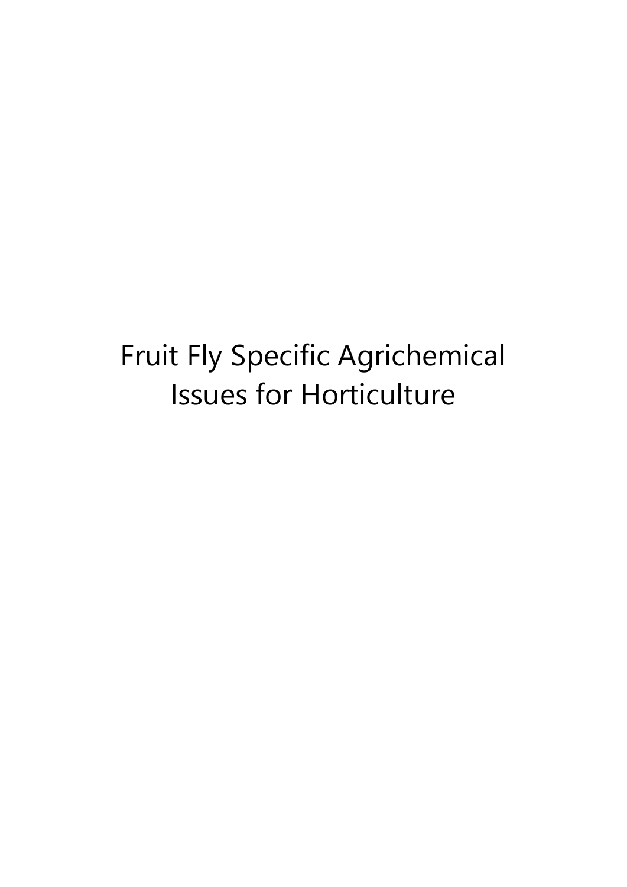# Fruit Fly Specific Agrichemical Issues for Horticulture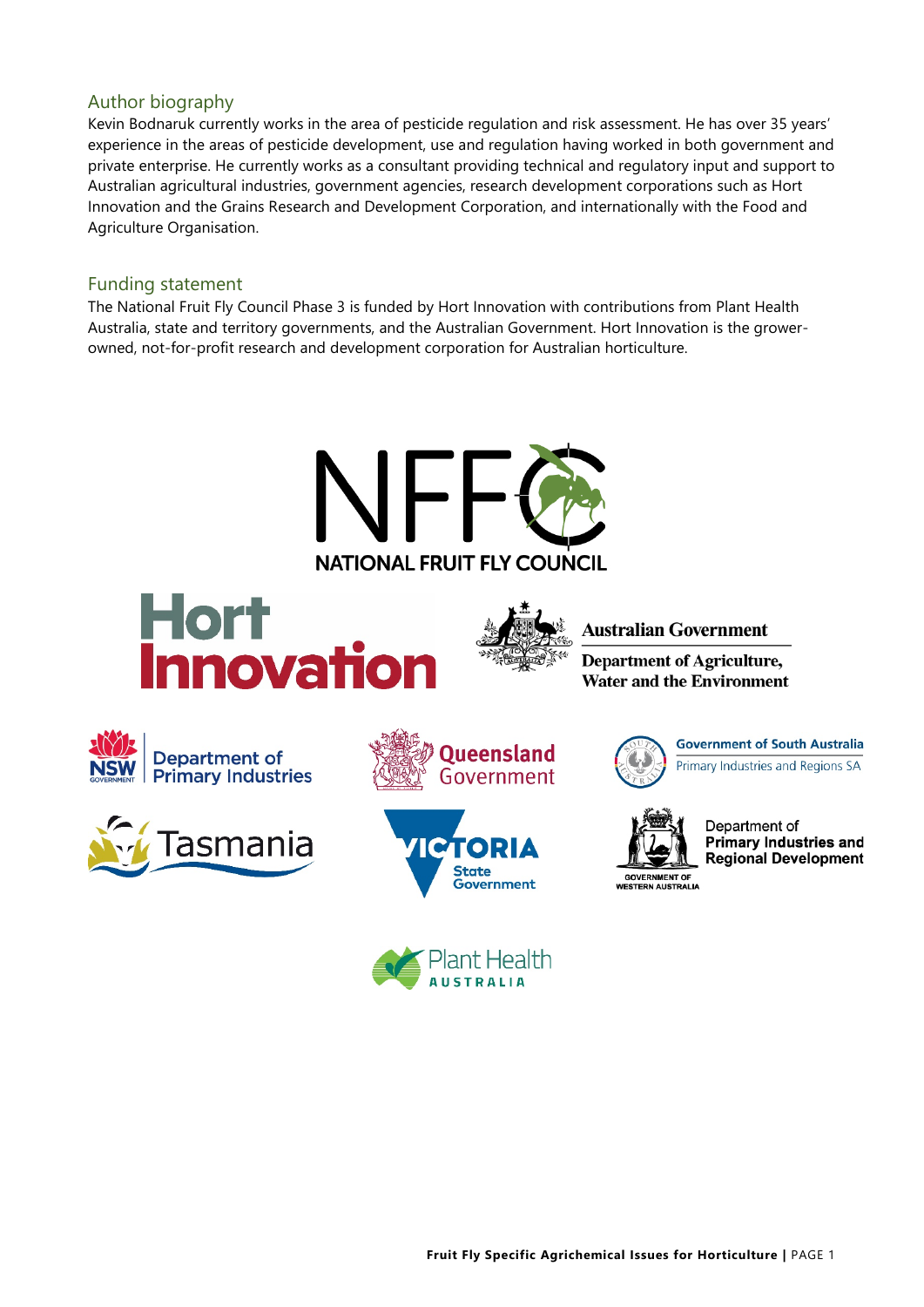## Author biography

Kevin Bodnaruk currently works in the area of pesticide regulation and risk assessment. He has over 35 years' experience in the areas of pesticide development, use and regulation having worked in both government and private enterprise. He currently works as a consultant providing technical and regulatory input and support to Australian agricultural industries, government agencies, research development corporations such as Hort Innovation and the Grains Research and Development Corporation, and internationally with the Food and Agriculture Organisation.

## Funding statement

The National Fruit Fly Council Phase 3 is funded by Hort Innovation with contributions from Plant Health Australia, state and territory governments, and the Australian Government. Hort Innovation is the grower-owned, not-for-profit research and development corporation for Australian horticulture.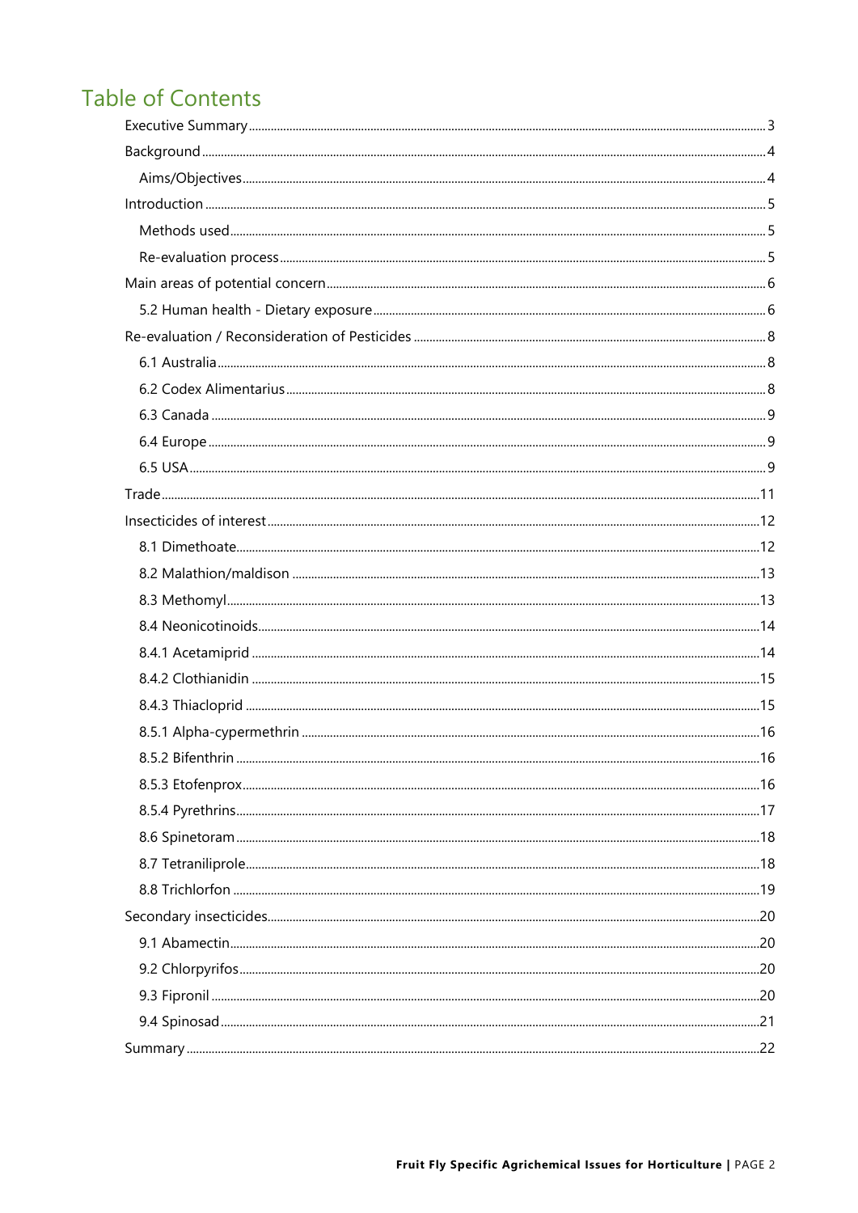# Table of Contents

- Executive Summary ..... 3
- Background ..... 4
  - Aims/Objectives ..... 4
- Introduction ..... 5
  - Methods used ..... 5
  - Re-evaluation process ..... 5
- Main areas of potential concern ..... 6
  - 5.2 Human health - Dietary exposure ..... 6
- Re-evaluation / Reconsideration of Pesticides ..... 8
  - 6.1 Australia ..... 8
  - 6.2 Codex Alimentarius ..... 8
  - 6.3 Canada ..... 9
  - 6.4 Europe ..... 9
  - 6.5 USA ..... 9
- Trade ..... 11
- Insecticides of interest ..... 12
  - 8.1 Dimethoate ..... 12
  - 8.2 Malathion/maldison ..... 13
  - 8.3 Methomyl ..... 13
  - 8.4 Neonicotinoids ..... 14
  - 8.4.1 Acetamiprid ..... 14
  - 8.4.2 Clothianidin ..... 15
  - 8.4.3 Thiacloprid ..... 15
  - 8.5.1 Alpha-cypermethrin ..... 16
  - 8.5.2 Bifenthrin ..... 16
  - 8.5.3 Etofenprox ..... 16
  - 8.5.4 Pyrethrins ..... 17
  - 8.6 Spinetoram ..... 18
  - 8.7 Tetraniliprole ..... 18
  - 8.8 Trichlorfon ..... 19
- Secondary insecticides ..... 20
  - 9.1 Abamectin ..... 20
  - 9.2 Chlorpyrifos ..... 20
  - 9.3 Fipronil ..... 20
  - 9.4 Spinosad ..... 21
- Summary ..... 22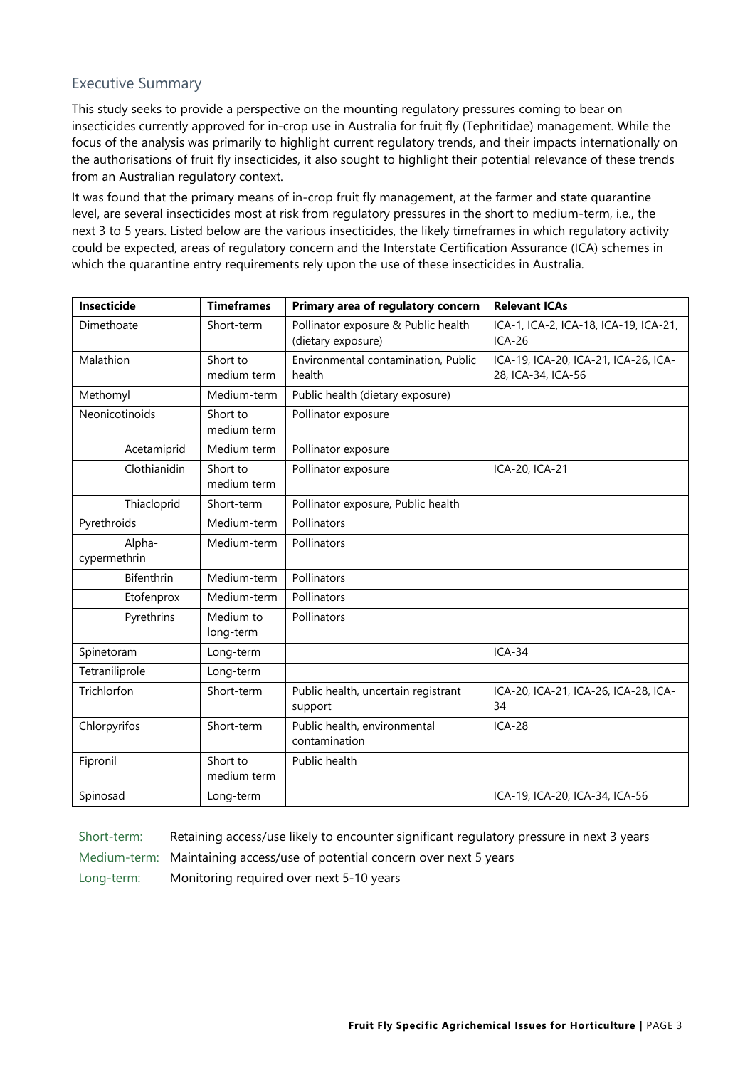## Executive Summary

This study seeks to provide a perspective on the mounting regulatory pressures coming to bear on insecticides currently approved for in-crop use in Australia for fruit fly (Tephritidae) management. While the focus of the analysis was primarily to highlight current regulatory trends, and their impacts internationally on the authorisations of fruit fly insecticides, it also sought to highlight their potential relevance of these trends from an Australian regulatory context.

It was found that the primary means of in-crop fruit fly management, at the farmer and state quarantine level, are several insecticides most at risk from regulatory pressures in the short to medium-term, i.e., the next 3 to 5 years. Listed below are the various insecticides, the likely timeframes in which regulatory activity could be expected, areas of regulatory concern and the Interstate Certification Assurance (ICA) schemes in which the quarantine entry requirements rely upon the use of these insecticides in Australia.

| Insecticide | Timeframes | Primary area of regulatory concern | Relevant ICAs |
|---|---|---|---|
| Dimethoate | Short-term | Pollinator exposure & Public health (dietary exposure) | ICA-1, ICA-2, ICA-18, ICA-19, ICA-21, ICA-26 |
| Malathion | Short to medium term | Environmental contamination, Public health | ICA-19, ICA-20, ICA-21, ICA-26, ICA-28, ICA-34, ICA-56 |
| Methomyl | Medium-term | Public health (dietary exposure) | |
| Neonicotinoids | Short to medium term | Pollinator exposure | |
| Acetamiprid | Medium term | Pollinator exposure | |
| Clothianidin | Short to medium term | Pollinator exposure | ICA-20, ICA-21 |
| Thiacloprid | Short-term | Pollinator exposure, Public health | |
| Pyrethroids | Medium-term | Pollinators | |
| Alpha-cypermethrin | Medium-term | Pollinators | |
| Bifenthrin | Medium-term | Pollinators | |
| Etofenprox | Medium-term | Pollinators | |
| Pyrethrins | Medium to long-term | Pollinators | |
| Spinetoram | Long-term | | ICA-34 |
| Tetraniliprole | Long-term | | |
| Trichlorfon | Short-term | Public health, uncertain registrant support | ICA-20, ICA-21, ICA-26, ICA-28, ICA-34 |
| Chlorpyrifos | Short-term | Public health, environmental contamination | ICA-28 |
| Fipronil | Short to medium term | Public health | |
| Spinosad | Long-term | | ICA-19, ICA-20, ICA-34, ICA-56 |

Short-term: Retaining access/use likely to encounter significant regulatory pressure in next 3 years

Medium-term: Maintaining access/use of potential concern over next 5 years

Long-term: Monitoring required over next 5-10 years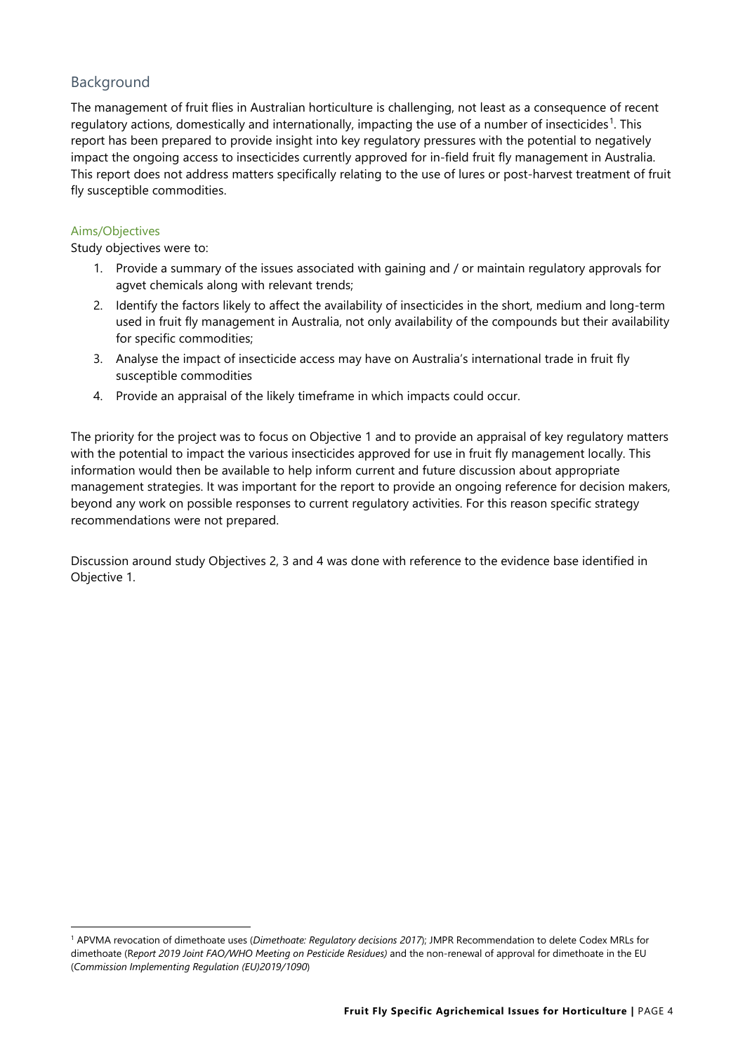## Background

The management of fruit flies in Australian horticulture is challenging, not least as a consequence of recent regulatory actions, domestically and internationally, impacting the use of a number of insecticides[1]. This report has been prepared to provide insight into key regulatory pressures with the potential to negatively impact the ongoing access to insecticides currently approved for in-field fruit fly management in Australia. This report does not address matters specifically relating to the use of lures or post-harvest treatment of fruit fly susceptible commodities.

### Aims/Objectives

Study objectives were to:

1. Provide a summary of the issues associated with gaining and / or maintain regulatory approvals for agvet chemicals along with relevant trends;
2. Identify the factors likely to affect the availability of insecticides in the short, medium and long-term used in fruit fly management in Australia, not only availability of the compounds but their availability for specific commodities;
3. Analyse the impact of insecticide access may have on Australia's international trade in fruit fly susceptible commodities
4. Provide an appraisal of the likely timeframe in which impacts could occur.

The priority for the project was to focus on Objective 1 and to provide an appraisal of key regulatory matters with the potential to impact the various insecticides approved for use in fruit fly management locally. This information would then be available to help inform current and future discussion about appropriate management strategies. It was important for the report to provide an ongoing reference for decision makers, beyond any work on possible responses to current regulatory activities. For this reason specific strategy recommendations were not prepared.

Discussion around study Objectives 2, 3 and 4 was done with reference to the evidence base identified in Objective 1.

---

[1] APVMA revocation of dimethoate uses (*Dimethoate: Regulatory decisions 2017*); JMPR Recommendation to delete Codex MRLs for dimethoate (R*eport 2019 Joint FAO/WHO Meeting on Pesticide Residues)* and the non-renewal of approval for dimethoate in the EU (*Commission Implementing Regulation (EU)2019/1090*)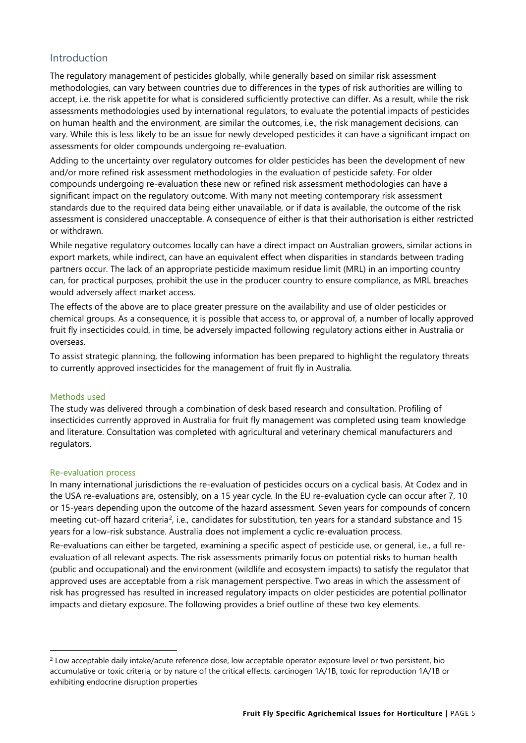## Introduction

The regulatory management of pesticides globally, while generally based on similar risk assessment methodologies, can vary between countries due to differences in the types of risk authorities are willing to accept, i.e. the risk appetite for what is considered sufficiently protective can differ. As a result, while the risk assessments methodologies used by international regulators, to evaluate the potential impacts of pesticides on human health and the environment, are similar the outcomes, i.e., the risk management decisions, can vary. While this is less likely to be an issue for newly developed pesticides it can have a significant impact on assessments for older compounds undergoing re-evaluation.

Adding to the uncertainty over regulatory outcomes for older pesticides has been the development of new and/or more refined risk assessment methodologies in the evaluation of pesticide safety. For older compounds undergoing re-evaluation these new or refined risk assessment methodologies can have a significant impact on the regulatory outcome. With many not meeting contemporary risk assessment standards due to the required data being either unavailable, or if data is available, the outcome of the risk assessment is considered unacceptable. A consequence of either is that their authorisation is either restricted or withdrawn.

While negative regulatory outcomes locally can have a direct impact on Australian growers, similar actions in export markets, while indirect, can have an equivalent effect when disparities in standards between trading partners occur. The lack of an appropriate pesticide maximum residue limit (MRL) in an importing country can, for practical purposes, prohibit the use in the producer country to ensure compliance, as MRL breaches would adversely affect market access.

The effects of the above are to place greater pressure on the availability and use of older pesticides or chemical groups. As a consequence, it is possible that access to, or approval of, a number of locally approved fruit fly insecticides could, in time, be adversely impacted following regulatory actions either in Australia or overseas.

To assist strategic planning, the following information has been prepared to highlight the regulatory threats to currently approved insecticides for the management of fruit fly in Australia.

### Methods used

The study was delivered through a combination of desk based research and consultation. Profiling of insecticides currently approved in Australia for fruit fly management was completed using team knowledge and literature. Consultation was completed with agricultural and veterinary chemical manufacturers and regulators.

### Re-evaluation process

In many international jurisdictions the re-evaluation of pesticides occurs on a cyclical basis. At Codex and in the USA re-evaluations are, ostensibly, on a 15 year cycle. In the EU re-evaluation cycle can occur after 7, 10 or 15-years depending upon the outcome of the hazard assessment. Seven years for compounds of concern meeting cut-off hazard criteria[2], i.e., candidates for substitution, ten years for a standard substance and 15 years for a low-risk substance. Australia does not implement a cyclic re-evaluation process.

Re-evaluations can either be targeted, examining a specific aspect of pesticide use, or general, i.e., a full re-evaluation of all relevant aspects. The risk assessments primarily focus on potential risks to human health (public and occupational) and the environment (wildlife and ecosystem impacts) to satisfy the regulator that approved uses are acceptable from a risk management perspective. Two areas in which the assessment of risk has progressed has resulted in increased regulatory impacts on older pesticides are potential pollinator impacts and dietary exposure. The following provides a brief outline of these two key elements.

---

[2] Low acceptable daily intake/acute reference dose, low acceptable operator exposure level or two persistent, bio-accumulative or toxic criteria, or by nature of the critical effects: carcinogen 1A/1B, toxic for reproduction 1A/1B or exhibiting endocrine disruption properties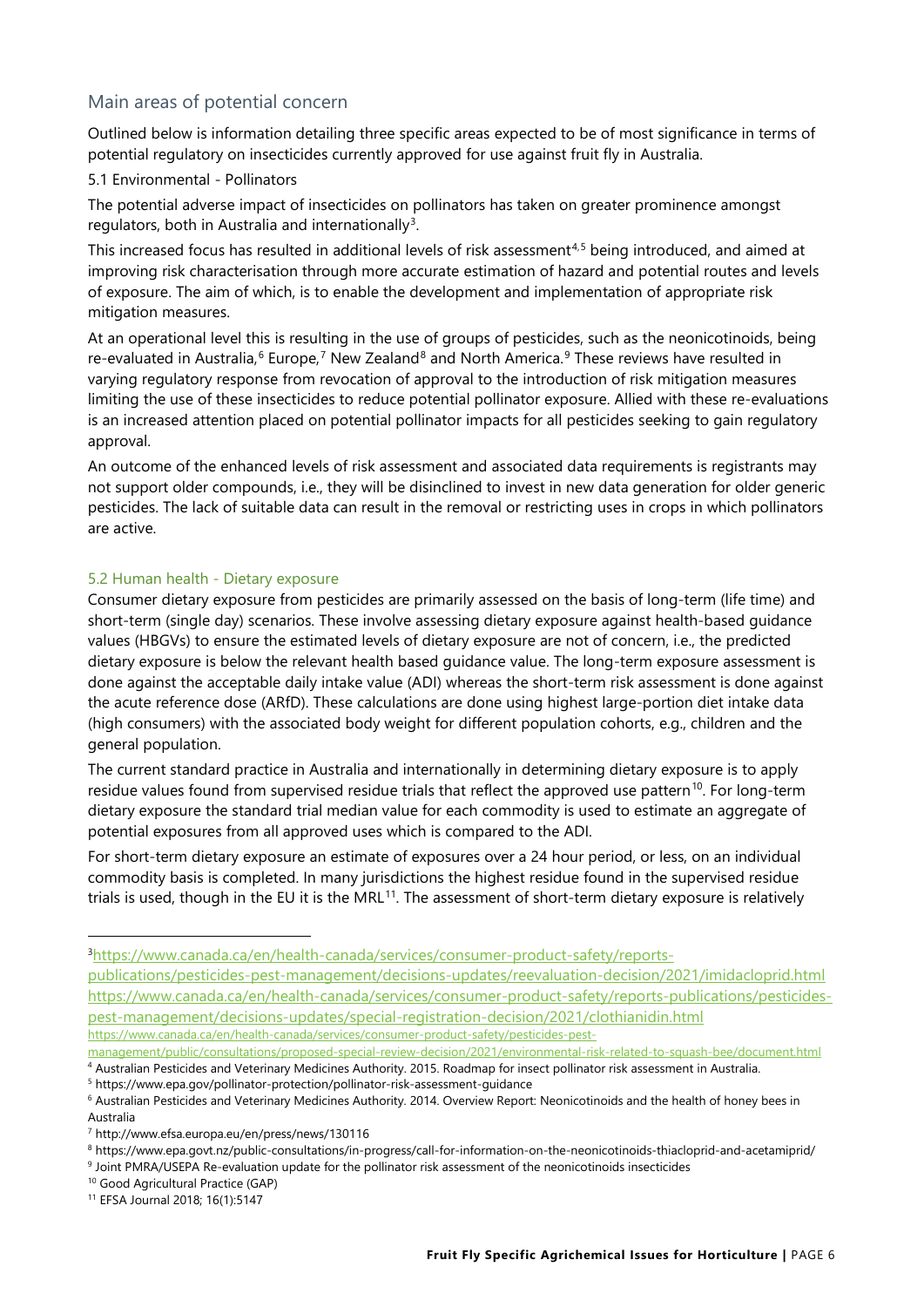## Main areas of potential concern

Outlined below is information detailing three specific areas expected to be of most significance in terms of potential regulatory on insecticides currently approved for use against fruit fly in Australia.

5.1 Environmental - Pollinators

The potential adverse impact of insecticides on pollinators has taken on greater prominence amongst regulators, both in Australia and internationally[3].

This increased focus has resulted in additional levels of risk assessment[4,5] being introduced, and aimed at improving risk characterisation through more accurate estimation of hazard and potential routes and levels of exposure. The aim of which, is to enable the development and implementation of appropriate risk mitigation measures.

At an operational level this is resulting in the use of groups of pesticides, such as the neonicotinoids, being re-evaluated in Australia,[6] Europe,[7] New Zealand[8] and North America.[9] These reviews have resulted in varying regulatory response from revocation of approval to the introduction of risk mitigation measures limiting the use of these insecticides to reduce potential pollinator exposure. Allied with these re-evaluations is an increased attention placed on potential pollinator impacts for all pesticides seeking to gain regulatory approval.

An outcome of the enhanced levels of risk assessment and associated data requirements is registrants may not support older compounds, i.e., they will be disinclined to invest in new data generation for older generic pesticides. The lack of suitable data can result in the removal or restricting uses in crops in which pollinators are active.

### 5.2 Human health - Dietary exposure

Consumer dietary exposure from pesticides are primarily assessed on the basis of long-term (life time) and short-term (single day) scenarios. These involve assessing dietary exposure against health-based guidance values (HBGVs) to ensure the estimated levels of dietary exposure are not of concern, i.e., the predicted dietary exposure is below the relevant health based guidance value. The long-term exposure assessment is done against the acceptable daily intake value (ADI) whereas the short-term risk assessment is done against the acute reference dose (ARfD). These calculations are done using highest large-portion diet intake data (high consumers) with the associated body weight for different population cohorts, e.g., children and the general population.

The current standard practice in Australia and internationally in determining dietary exposure is to apply residue values found from supervised residue trials that reflect the approved use pattern[10]. For long-term dietary exposure the standard trial median value for each commodity is used to estimate an aggregate of potential exposures from all approved uses which is compared to the ADI.

For short-term dietary exposure an estimate of exposures over a 24 hour period, or less, on an individual commodity basis is completed. In many jurisdictions the highest residue found in the supervised residue trials is used, though in the EU it is the MRL[11]. The assessment of short-term dietary exposure is relatively

---

[3] https://www.canada.ca/en/health-canada/services/consumer-product-safety/reports-publications/pesticides-pest-management/decisions-updates/reevaluation-decision/2021/imidacloprid.html https://www.canada.ca/en/health-canada/services/consumer-product-safety/reports-publications/pesticides-pest-management/decisions-updates/special-registration-decision/2021/clothianidin.html https://www.canada.ca/en/health-canada/services/consumer-product-safety/pesticides-pest-management/public/consultations/proposed-special-review-decision/2021/environmental-risk-related-to-squash-bee/document.html

[4] Australian Pesticides and Veterinary Medicines Authority. 2015. Roadmap for insect pollinator risk assessment in Australia.

[5] https://www.epa.gov/pollinator-protection/pollinator-risk-assessment-guidance

[6] Australian Pesticides and Veterinary Medicines Authority. 2014. Overview Report: Neonicotinoids and the health of honey bees in Australia

[7] http://www.efsa.europa.eu/en/press/news/130116

[8] https://www.epa.govt.nz/public-consultations/in-progress/call-for-information-on-the-neonicotinoids-thiacloprid-and-acetamiprid/

[9] Joint PMRA/USEPA Re-evaluation update for the pollinator risk assessment of the neonicotinoids insecticides

[10] Good Agricultural Practice (GAP)

[11] EFSA Journal 2018; 16(1):5147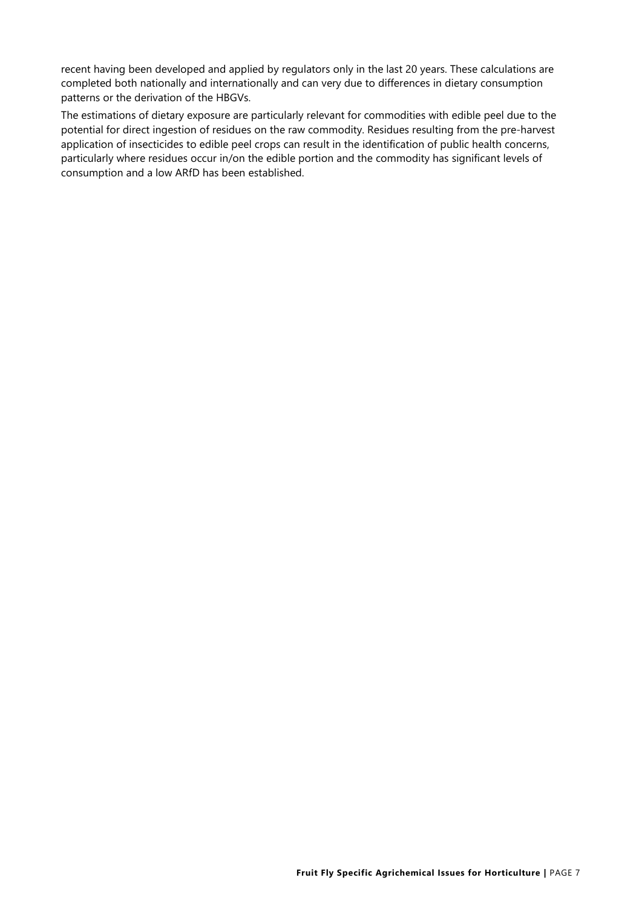recent having been developed and applied by regulators only in the last 20 years. These calculations are completed both nationally and internationally and can very due to differences in dietary consumption patterns or the derivation of the HBGVs.

The estimations of dietary exposure are particularly relevant for commodities with edible peel due to the potential for direct ingestion of residues on the raw commodity. Residues resulting from the pre-harvest application of insecticides to edible peel crops can result in the identification of public health concerns, particularly where residues occur in/on the edible portion and the commodity has significant levels of consumption and a low ARfD has been established.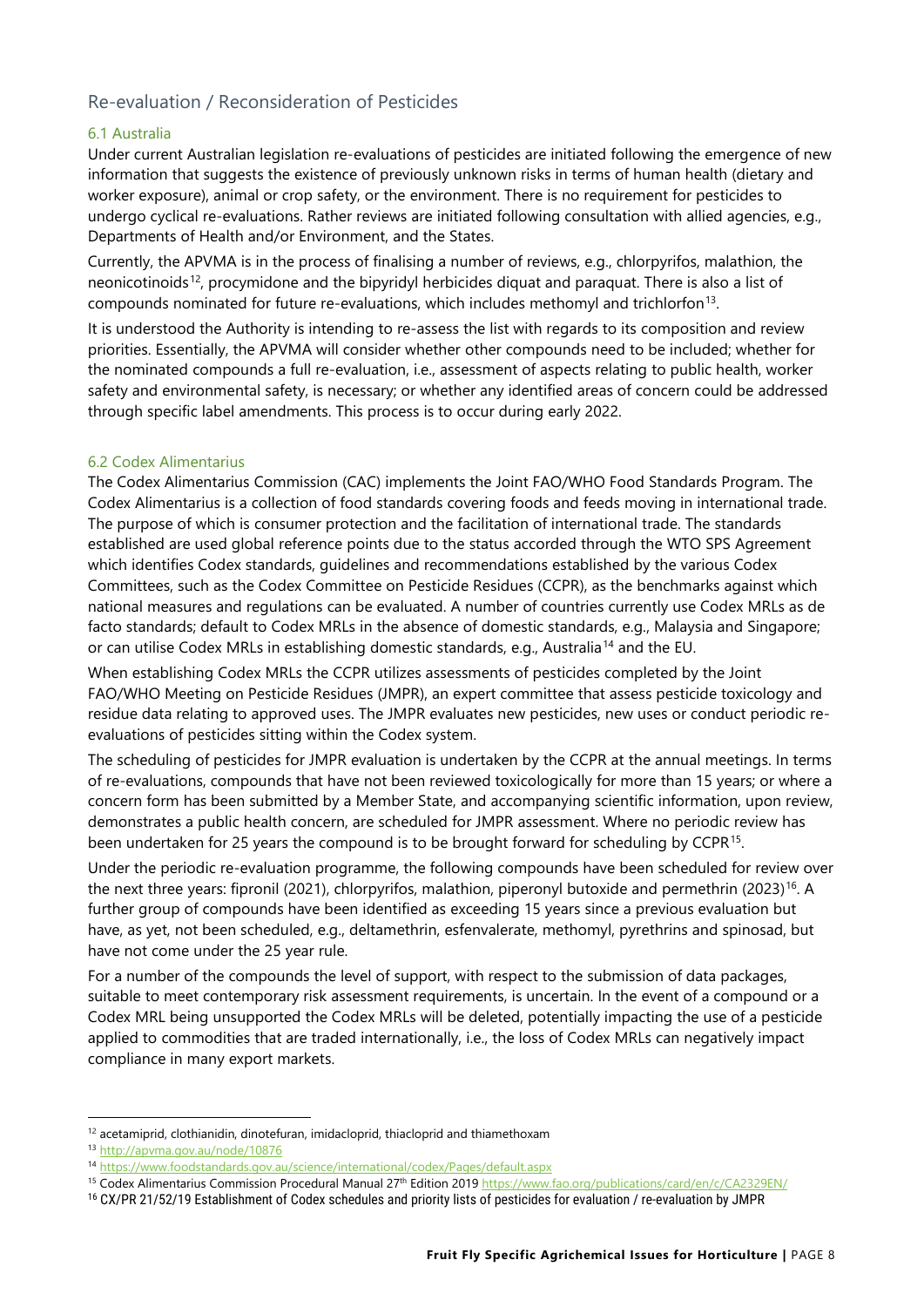## Re-evaluation / Reconsideration of Pesticides

### 6.1 Australia

Under current Australian legislation re-evaluations of pesticides are initiated following the emergence of new information that suggests the existence of previously unknown risks in terms of human health (dietary and worker exposure), animal or crop safety, or the environment. There is no requirement for pesticides to undergo cyclical re-evaluations. Rather reviews are initiated following consultation with allied agencies, e.g., Departments of Health and/or Environment, and the States.

Currently, the APVMA is in the process of finalising a number of reviews, e.g., chlorpyrifos, malathion, the neonicotinoids[12], procymidone and the bipyridyl herbicides diquat and paraquat. There is also a list of compounds nominated for future re-evaluations, which includes methomyl and trichlorfon[13].

It is understood the Authority is intending to re-assess the list with regards to its composition and review priorities. Essentially, the APVMA will consider whether other compounds need to be included; whether for the nominated compounds a full re-evaluation, i.e., assessment of aspects relating to public health, worker safety and environmental safety, is necessary; or whether any identified areas of concern could be addressed through specific label amendments. This process is to occur during early 2022.

### 6.2 Codex Alimentarius

The Codex Alimentarius Commission (CAC) implements the Joint FAO/WHO Food Standards Program. The Codex Alimentarius is a collection of food standards covering foods and feeds moving in international trade. The purpose of which is consumer protection and the facilitation of international trade. The standards established are used global reference points due to the status accorded through the WTO SPS Agreement which identifies Codex standards, guidelines and recommendations established by the various Codex Committees, such as the Codex Committee on Pesticide Residues (CCPR), as the benchmarks against which national measures and regulations can be evaluated. A number of countries currently use Codex MRLs as de facto standards; default to Codex MRLs in the absence of domestic standards, e.g., Malaysia and Singapore; or can utilise Codex MRLs in establishing domestic standards, e.g., Australia[14] and the EU.

When establishing Codex MRLs the CCPR utilizes assessments of pesticides completed by the Joint FAO/WHO Meeting on Pesticide Residues (JMPR), an expert committee that assess pesticide toxicology and residue data relating to approved uses. The JMPR evaluates new pesticides, new uses or conduct periodic re-evaluations of pesticides sitting within the Codex system.

The scheduling of pesticides for JMPR evaluation is undertaken by the CCPR at the annual meetings. In terms of re-evaluations, compounds that have not been reviewed toxicologically for more than 15 years; or where a concern form has been submitted by a Member State, and accompanying scientific information, upon review, demonstrates a public health concern, are scheduled for JMPR assessment. Where no periodic review has been undertaken for 25 years the compound is to be brought forward for scheduling by CCPR[15].

Under the periodic re-evaluation programme, the following compounds have been scheduled for review over the next three years: fipronil (2021), chlorpyrifos, malathion, piperonyl butoxide and permethrin (2023)[16]. A further group of compounds have been identified as exceeding 15 years since a previous evaluation but have, as yet, not been scheduled, e.g., deltamethrin, esfenvalerate, methomyl, pyrethrins and spinosad, but have not come under the 25 year rule.

For a number of the compounds the level of support, with respect to the submission of data packages, suitable to meet contemporary risk assessment requirements, is uncertain. In the event of a compound or a Codex MRL being unsupported the Codex MRLs will be deleted, potentially impacting the use of a pesticide applied to commodities that are traded internationally, i.e., the loss of Codex MRLs can negatively impact compliance in many export markets.

---

[12] acetamiprid, clothianidin, dinotefuran, imidacloprid, thiacloprid and thiamethoxam

[13] http://apvma.gov.au/node/10876

[14] https://www.foodstandards.gov.au/science/international/codex/Pages/default.aspx

[15] Codex Alimentarius Commission Procedural Manual 27th Edition 2019 https://www.fao.org/publications/card/en/c/CA2329EN/

[16] CX/PR 21/52/19 Establishment of Codex schedules and priority lists of pesticides for evaluation / re-evaluation by JMPR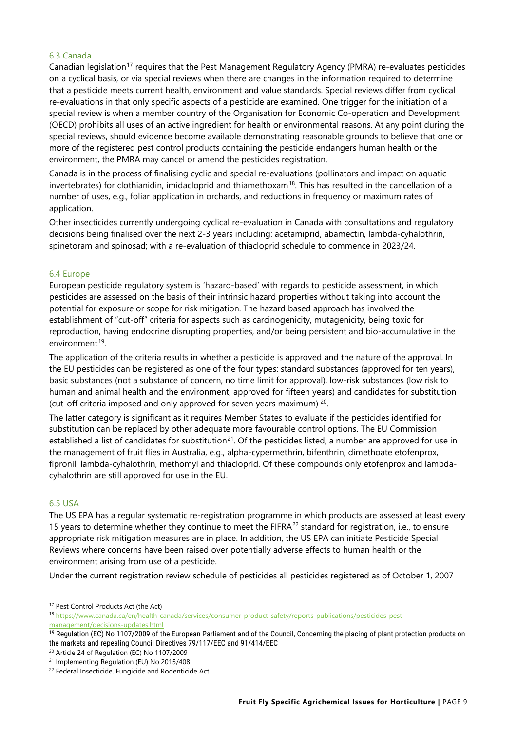### 6.3 Canada

Canadian legislation[17] requires that the Pest Management Regulatory Agency (PMRA) re-evaluates pesticides on a cyclical basis, or via special reviews when there are changes in the information required to determine that a pesticide meets current health, environment and value standards. Special reviews differ from cyclical re-evaluations in that only specific aspects of a pesticide are examined. One trigger for the initiation of a special review is when a member country of the Organisation for Economic Co-operation and Development (OECD) prohibits all uses of an active ingredient for health or environmental reasons. At any point during the special reviews, should evidence become available demonstrating reasonable grounds to believe that one or more of the registered pest control products containing the pesticide endangers human health or the environment, the PMRA may cancel or amend the pesticides registration.

Canada is in the process of finalising cyclic and special re-evaluations (pollinators and impact on aquatic invertebrates) for clothianidin, imidacloprid and thiamethoxam[18]. This has resulted in the cancellation of a number of uses, e.g., foliar application in orchards, and reductions in frequency or maximum rates of application.

Other insecticides currently undergoing cyclical re-evaluation in Canada with consultations and regulatory decisions being finalised over the next 2-3 years including: acetamiprid, abamectin, lambda-cyhalothrin, spinetoram and spinosad; with a re-evaluation of thiacloprid schedule to commence in 2023/24.

### 6.4 Europe

European pesticide regulatory system is 'hazard-based' with regards to pesticide assessment, in which pesticides are assessed on the basis of their intrinsic hazard properties without taking into account the potential for exposure or scope for risk mitigation. The hazard based approach has involved the establishment of "cut-off" criteria for aspects such as carcinogenicity, mutagenicity, being toxic for reproduction, having endocrine disrupting properties, and/or being persistent and bio-accumulative in the environment[19].

The application of the criteria results in whether a pesticide is approved and the nature of the approval. In the EU pesticides can be registered as one of the four types: standard substances (approved for ten years), basic substances (not a substance of concern, no time limit for approval), low-risk substances (low risk to human and animal health and the environment, approved for fifteen years) and candidates for substitution (cut-off criteria imposed and only approved for seven years maximum) [20].

The latter category is significant as it requires Member States to evaluate if the pesticides identified for substitution can be replaced by other adequate more favourable control options. The EU Commission established a list of candidates for substitution[21]. Of the pesticides listed, a number are approved for use in the management of fruit flies in Australia, e.g., alpha-cypermethrin, bifenthrin, dimethoate etofenprox, fipronil, lambda-cyhalothrin, methomyl and thiacloprid. Of these compounds only etofenprox and lambda-cyhalothrin are still approved for use in the EU.

### 6.5 USA

The US EPA has a regular systematic re-registration programme in which products are assessed at least every 15 years to determine whether they continue to meet the FIFRA[22] standard for registration, i.e., to ensure appropriate risk mitigation measures are in place. In addition, the US EPA can initiate Pesticide Special Reviews where concerns have been raised over potentially adverse effects to human health or the environment arising from use of a pesticide.

Under the current registration review schedule of pesticides all pesticides registered as of October 1, 2007

---

[17] Pest Control Products Act (the Act)

[18] https://www.canada.ca/en/health-canada/services/consumer-product-safety/reports-publications/pesticides-pest-management/decisions-updates.html

[19] Regulation (EC) No 1107/2009 of the European Parliament and of the Council, Concerning the placing of plant protection products on the markets and repealing Council Directives 79/117/EEC and 91/414/EEC

[20] Article 24 of Regulation (EC) No 1107/2009

[21] Implementing Regulation (EU) No 2015/408

[22] Federal Insecticide, Fungicide and Rodenticide Act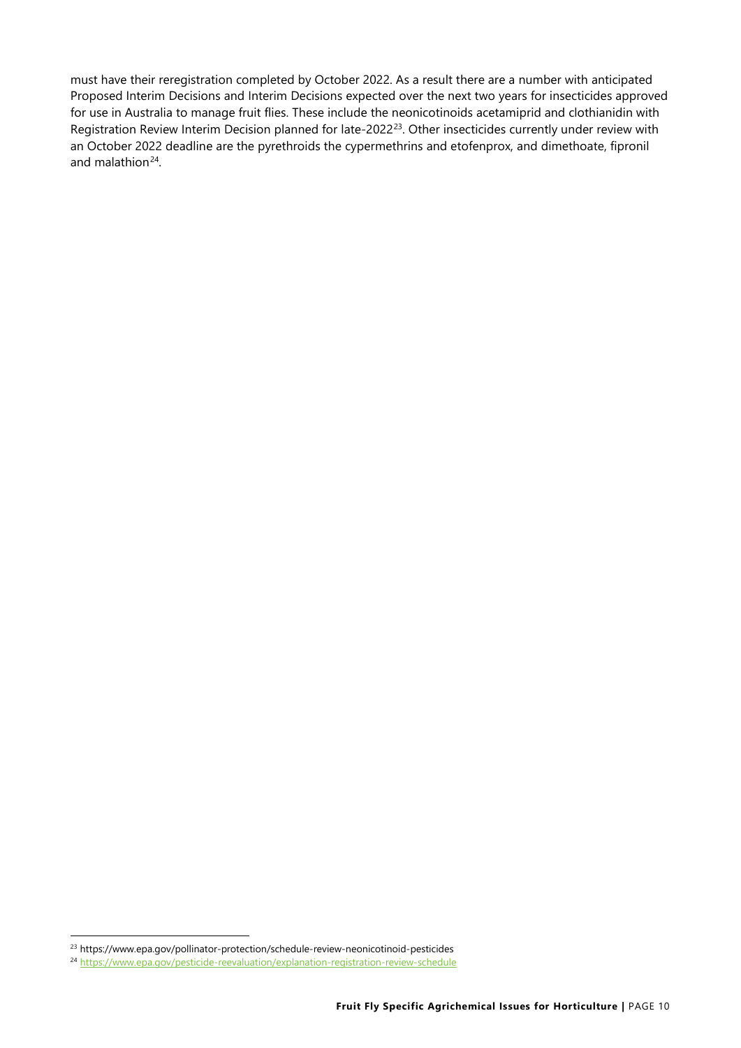must have their reregistration completed by October 2022. As a result there are a number with anticipated Proposed Interim Decisions and Interim Decisions expected over the next two years for insecticides approved for use in Australia to manage fruit flies. These include the neonicotinoids acetamiprid and clothianidin with Registration Review Interim Decision planned for late-2022[23]. Other insecticides currently under review with an October 2022 deadline are the pyrethroids the cypermethrins and etofenprox, and dimethoate, fipronil and malathion[24].

[23] https://www.epa.gov/pollinator-protection/schedule-review-neonicotinoid-pesticides

[24] https://www.epa.gov/pesticide-reevaluation/explanation-registration-review-schedule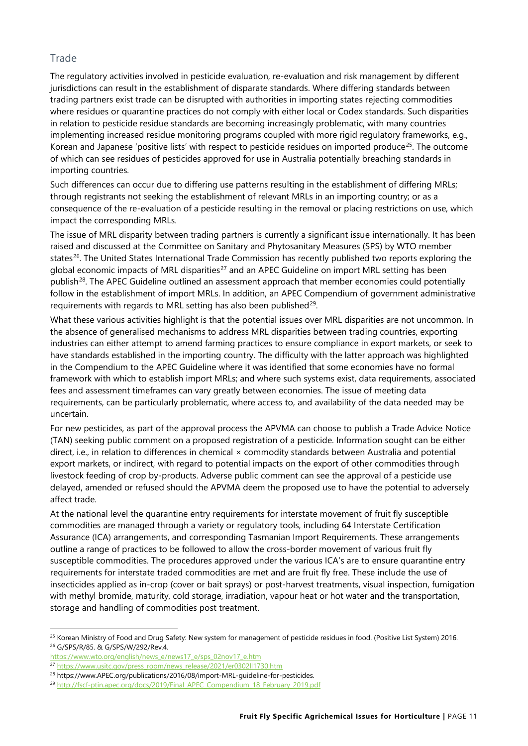## Trade

The regulatory activities involved in pesticide evaluation, re-evaluation and risk management by different jurisdictions can result in the establishment of disparate standards. Where differing standards between trading partners exist trade can be disrupted with authorities in importing states rejecting commodities where residues or quarantine practices do not comply with either local or Codex standards. Such disparities in relation to pesticide residue standards are becoming increasingly problematic, with many countries implementing increased residue monitoring programs coupled with more rigid regulatory frameworks, e.g., Korean and Japanese 'positive lists' with respect to pesticide residues on imported produce[25]. The outcome of which can see residues of pesticides approved for use in Australia potentially breaching standards in importing countries.

Such differences can occur due to differing use patterns resulting in the establishment of differing MRLs; through registrants not seeking the establishment of relevant MRLs in an importing country; or as a consequence of the re-evaluation of a pesticide resulting in the removal or placing restrictions on use, which impact the corresponding MRLs.

The issue of MRL disparity between trading partners is currently a significant issue internationally. It has been raised and discussed at the Committee on Sanitary and Phytosanitary Measures (SPS) by WTO member states[26]. The United States International Trade Commission has recently published two reports exploring the global economic impacts of MRL disparities[27] and an APEC Guideline on import MRL setting has been publish[28]. The APEC Guideline outlined an assessment approach that member economies could potentially follow in the establishment of import MRLs. In addition, an APEC Compendium of government administrative requirements with regards to MRL setting has also been published[29].

What these various activities highlight is that the potential issues over MRL disparities are not uncommon. In the absence of generalised mechanisms to address MRL disparities between trading countries, exporting industries can either attempt to amend farming practices to ensure compliance in export markets, or seek to have standards established in the importing country. The difficulty with the latter approach was highlighted in the Compendium to the APEC Guideline where it was identified that some economies have no formal framework with which to establish import MRLs; and where such systems exist, data requirements, associated fees and assessment timeframes can vary greatly between economies. The issue of meeting data requirements, can be particularly problematic, where access to, and availability of the data needed may be uncertain.

For new pesticides, as part of the approval process the APVMA can choose to publish a Trade Advice Notice (TAN) seeking public comment on a proposed registration of a pesticide. Information sought can be either direct, i.e., in relation to differences in chemical × commodity standards between Australia and potential export markets, or indirect, with regard to potential impacts on the export of other commodities through livestock feeding of crop by-products. Adverse public comment can see the approval of a pesticide use delayed, amended or refused should the APVMA deem the proposed use to have the potential to adversely affect trade.

At the national level the quarantine entry requirements for interstate movement of fruit fly susceptible commodities are managed through a variety or regulatory tools, including 64 Interstate Certification Assurance (ICA) arrangements, and corresponding Tasmanian Import Requirements. These arrangements outline a range of practices to be followed to allow the cross-border movement of various fruit fly susceptible commodities. The procedures approved under the various ICA's are to ensure quarantine entry requirements for interstate traded commodities are met and are fruit fly free. These include the use of insecticides applied as in-crop (cover or bait sprays) or post-harvest treatments, visual inspection, fumigation with methyl bromide, maturity, cold storage, irradiation, vapour heat or hot water and the transportation, storage and handling of commodities post treatment.

---

[25] Korean Ministry of Food and Drug Safety: New system for management of pesticide residues in food. (Positive List System) 2016.

[26] G/SPS/R/85. & G/SPS/W/292/Rev.4.
https://www.wto.org/english/news_e/news17_e/sps_02nov17_e.htm

[27] https://www.usitc.gov/press_room/news_release/2021/er0302ll1730.htm

[28] https://www.APEC.org/publications/2016/08/import-MRL-guideline-for-pesticides.

[29] http://fscf-ptin.apec.org/docs/2019/Final_APEC_Compendium_18_February_2019.pdf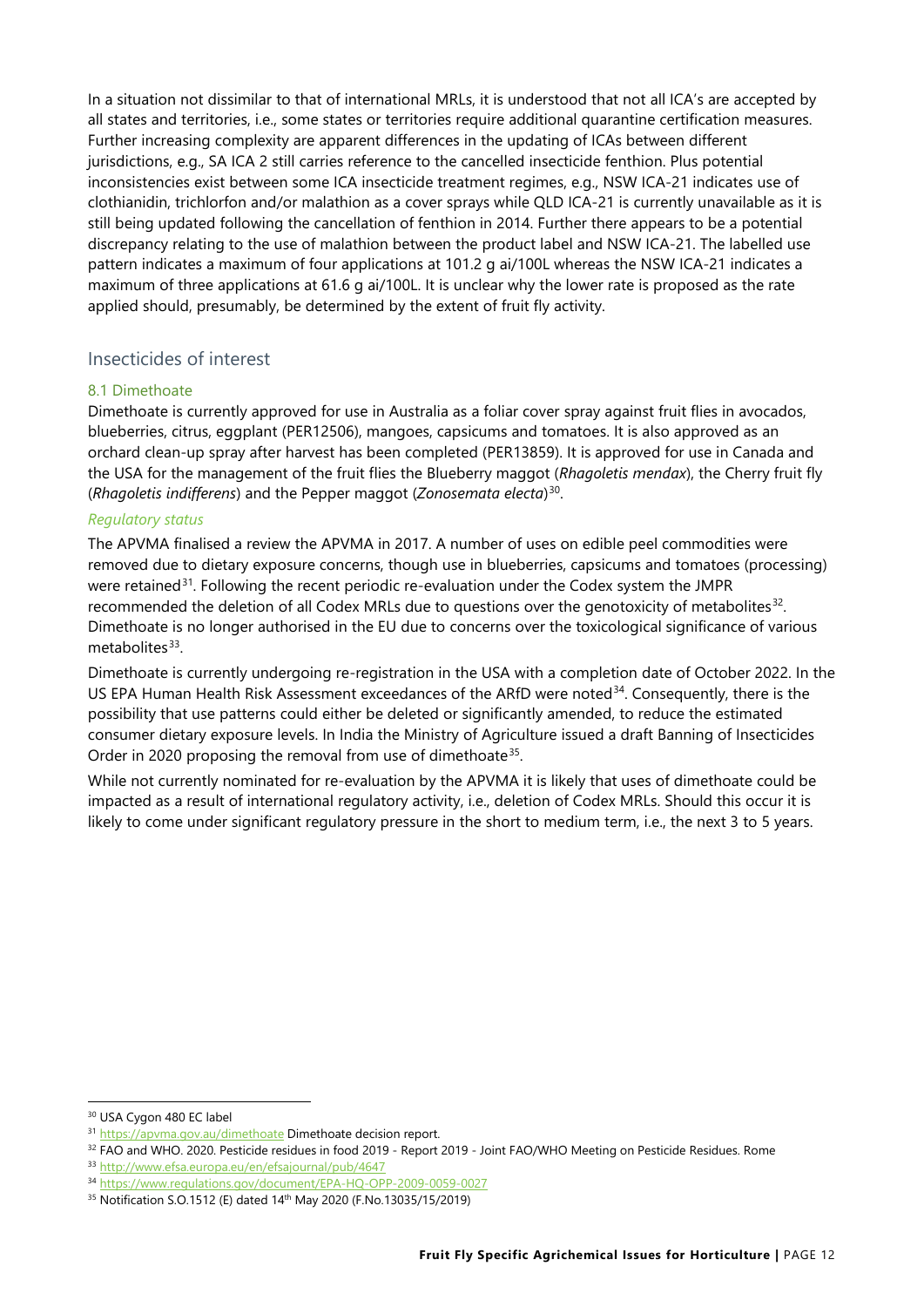In a situation not dissimilar to that of international MRLs, it is understood that not all ICA's are accepted by all states and territories, i.e., some states or territories require additional quarantine certification measures. Further increasing complexity are apparent differences in the updating of ICAs between different jurisdictions, e.g., SA ICA 2 still carries reference to the cancelled insecticide fenthion. Plus potential inconsistencies exist between some ICA insecticide treatment regimes, e.g., NSW ICA-21 indicates use of clothianidin, trichlorfon and/or malathion as a cover sprays while QLD ICA-21 is currently unavailable as it is still being updated following the cancellation of fenthion in 2014. Further there appears to be a potential discrepancy relating to the use of malathion between the product label and NSW ICA-21. The labelled use pattern indicates a maximum of four applications at 101.2 g ai/100L whereas the NSW ICA-21 indicates a maximum of three applications at 61.6 g ai/100L. It is unclear why the lower rate is proposed as the rate applied should, presumably, be determined by the extent of fruit fly activity.

## Insecticides of interest

### 8.1 Dimethoate

Dimethoate is currently approved for use in Australia as a foliar cover spray against fruit flies in avocados, blueberries, citrus, eggplant (PER12506), mangoes, capsicums and tomatoes. It is also approved as an orchard clean-up spray after harvest has been completed (PER13859). It is approved for use in Canada and the USA for the management of the fruit flies the Blueberry maggot (*Rhagoletis mendax*), the Cherry fruit fly (*Rhagoletis indifferens*) and the Pepper maggot (*Zonosemata electa*)[30].

#### *Regulatory status*

The APVMA finalised a review the APVMA in 2017. A number of uses on edible peel commodities were removed due to dietary exposure concerns, though use in blueberries, capsicums and tomatoes (processing) were retained[31]. Following the recent periodic re-evaluation under the Codex system the JMPR recommended the deletion of all Codex MRLs due to questions over the genotoxicity of metabolites[32]. Dimethoate is no longer authorised in the EU due to concerns over the toxicological significance of various metabolites[33].

Dimethoate is currently undergoing re-registration in the USA with a completion date of October 2022. In the US EPA Human Health Risk Assessment exceedances of the ARfD were noted[34]. Consequently, there is the possibility that use patterns could either be deleted or significantly amended, to reduce the estimated consumer dietary exposure levels. In India the Ministry of Agriculture issued a draft Banning of Insecticides Order in 2020 proposing the removal from use of dimethoate[35].

While not currently nominated for re-evaluation by the APVMA it is likely that uses of dimethoate could be impacted as a result of international regulatory activity, i.e., deletion of Codex MRLs. Should this occur it is likely to come under significant regulatory pressure in the short to medium term, i.e., the next 3 to 5 years.

---

[30] USA Cygon 480 EC label

[31] https://apvma.gov.au/dimethoate Dimethoate decision report.

[32] FAO and WHO. 2020. Pesticide residues in food 2019 - Report 2019 - Joint FAO/WHO Meeting on Pesticide Residues. Rome

[33] http://www.efsa.europa.eu/en/efsajournal/pub/4647

[34] https://www.regulations.gov/document/EPA-HQ-OPP-2009-0059-0027

[35] Notification S.O.1512 (E) dated 14th May 2020 (F.No.13035/15/2019)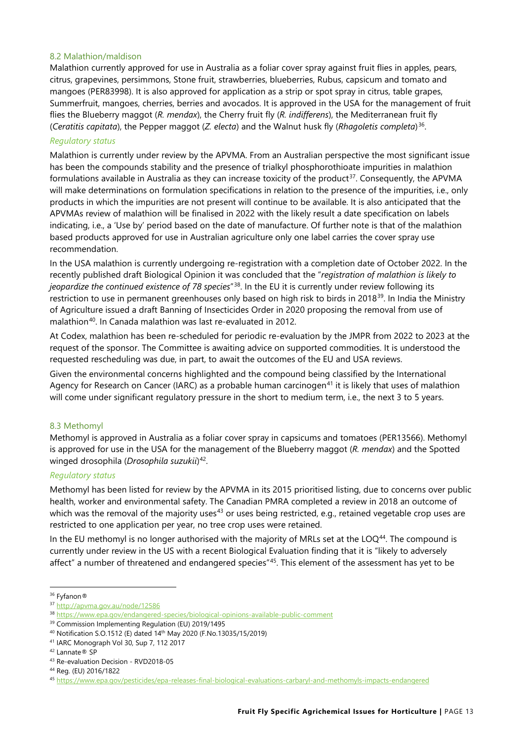## 8.2 Malathion/maldison

Malathion currently approved for use in Australia as a foliar cover spray against fruit flies in apples, pears, citrus, grapevines, persimmons, Stone fruit, strawberries, blueberries, Rubus, capsicum and tomato and mangoes (PER83998). It is also approved for application as a strip or spot spray in citrus, table grapes, Summerfruit, mangoes, cherries, berries and avocados. It is approved in the USA for the management of fruit flies the Blueberry maggot (*R. mendax*), the Cherry fruit fly (*R. indifferens*), the Mediterranean fruit fly (*Ceratitis capitata*), the Pepper maggot (*Z. electa*) and the Walnut husk fly (*Rhagoletis completa*)[36].

### *Regulatory status*

Malathion is currently under review by the APVMA. From an Australian perspective the most significant issue has been the compounds stability and the presence of trialkyl phosphorothioate impurities in malathion formulations available in Australia as they can increase toxicity of the product[37]. Consequently, the APVMA will make determinations on formulation specifications in relation to the presence of the impurities, i.e., only products in which the impurities are not present will continue to be available. It is also anticipated that the APVMAs review of malathion will be finalised in 2022 with the likely result a date specification on labels indicating, i.e., a 'Use by' period based on the date of manufacture. Of further note is that of the malathion based products approved for use in Australian agriculture only one label carries the cover spray use recommendation.

In the USA malathion is currently undergoing re-registration with a completion date of October 2022. In the recently published draft Biological Opinion it was concluded that the "*registration of malathion is likely to jeopardize the continued existence of 78 species*"[38]. In the EU it is currently under review following its restriction to use in permanent greenhouses only based on high risk to birds in 2018[39]. In India the Ministry of Agriculture issued a draft Banning of Insecticides Order in 2020 proposing the removal from use of malathion[40]. In Canada malathion was last re-evaluated in 2012.

At Codex, malathion has been re-scheduled for periodic re-evaluation by the JMPR from 2022 to 2023 at the request of the sponsor. The Committee is awaiting advice on supported commodities. It is understood the requested rescheduling was due, in part, to await the outcomes of the EU and USA reviews.

Given the environmental concerns highlighted and the compound being classified by the International Agency for Research on Cancer (IARC) as a probable human carcinogen[41] it is likely that uses of malathion will come under significant regulatory pressure in the short to medium term, i.e., the next 3 to 5 years.

## 8.3 Methomyl

Methomyl is approved in Australia as a foliar cover spray in capsicums and tomatoes (PER13566). Methomyl is approved for use in the USA for the management of the Blueberry maggot (*R. mendax*) and the Spotted winged drosophila (*Drosophila suzukii*)[42].

### *Regulatory status*

Methomyl has been listed for review by the APVMA in its 2015 prioritised listing, due to concerns over public health, worker and environmental safety. The Canadian PMRA completed a review in 2018 an outcome of which was the removal of the majority uses[43] or uses being restricted, e.g., retained vegetable crop uses are restricted to one application per year, no tree crop uses were retained.

In the EU methomyl is no longer authorised with the majority of MRLs set at the LOQ[44]. The compound is currently under review in the US with a recent Biological Evaluation finding that it is "likely to adversely affect" a number of threatened and endangered species"[45]. This element of the assessment has yet to be

---

[36] Fyfanon®

[37] http://apvma.gov.au/node/12586

[38] https://www.epa.gov/endangered-species/biological-opinions-available-public-comment

[39] Commission Implementing Regulation (EU) 2019/1495

[40] Notification S.O.1512 (E) dated 14th May 2020 (F.No.13035/15/2019)

[41] IARC Monograph Vol 30, Sup 7, 112 2017

[42] Lannate® SP

[43] Re-evaluation Decision - RVD2018-05

[44] Reg. (EU) 2016/1822

[45] https://www.epa.gov/pesticides/epa-releases-final-biological-evaluations-carbaryl-and-methomyls-impacts-endangered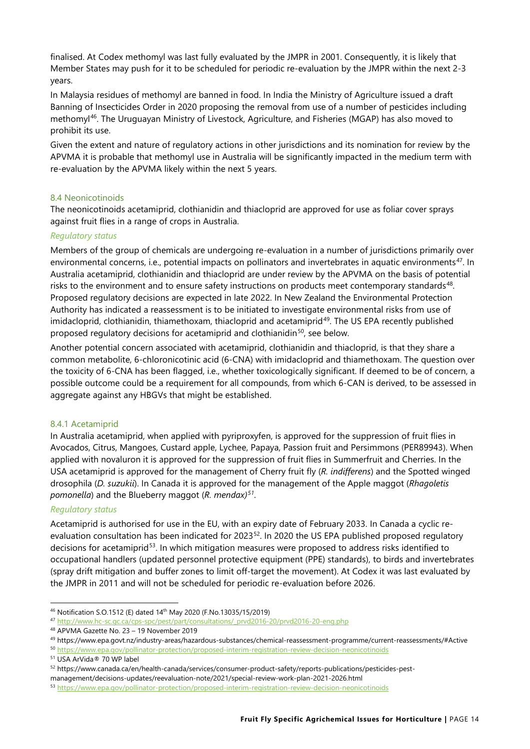finalised. At Codex methomyl was last fully evaluated by the JMPR in 2001. Consequently, it is likely that Member States may push for it to be scheduled for periodic re-evaluation by the JMPR within the next 2-3 years.

In Malaysia residues of methomyl are banned in food. In India the Ministry of Agriculture issued a draft Banning of Insecticides Order in 2020 proposing the removal from use of a number of pesticides including methomyl[46]. The Uruguayan Ministry of Livestock, Agriculture, and Fisheries (MGAP) has also moved to prohibit its use.

Given the extent and nature of regulatory actions in other jurisdictions and its nomination for review by the APVMA it is probable that methomyl use in Australia will be significantly impacted in the medium term with re-evaluation by the APVMA likely within the next 5 years.

### 8.4 Neonicotinoids

The neonicotinoids acetamiprid, clothianidin and thiacloprid are approved for use as foliar cover sprays against fruit flies in a range of crops in Australia.

*Regulatory status*

Members of the group of chemicals are undergoing re-evaluation in a number of jurisdictions primarily over environmental concerns, i.e., potential impacts on pollinators and invertebrates in aquatic environments[47]. In Australia acetamiprid, clothianidin and thiacloprid are under review by the APVMA on the basis of potential risks to the environment and to ensure safety instructions on products meet contemporary standards[48]. Proposed regulatory decisions are expected in late 2022. In New Zealand the Environmental Protection Authority has indicated a reassessment is to be initiated to investigate environmental risks from use of imidacloprid, clothianidin, thiamethoxam, thiacloprid and acetamiprid[49]. The US EPA recently published proposed regulatory decisions for acetamiprid and clothianidin[50], see below.

Another potential concern associated with acetamiprid, clothianidin and thiacloprid, is that they share a common metabolite, 6-chloronicotinic acid (6-CNA) with imidacloprid and thiamethoxam. The question over the toxicity of 6-CNA has been flagged, i.e., whether toxicologically significant. If deemed to be of concern, a possible outcome could be a requirement for all compounds, from which 6-CAN is derived, to be assessed in aggregate against any HBGVs that might be established.

#### 8.4.1 Acetamiprid

In Australia acetamiprid, when applied with pyriproxyfen, is approved for the suppression of fruit flies in Avocados, Citrus, Mangoes, Custard apple, Lychee, Papaya, Passion fruit and Persimmons (PER89943). When applied with novaluron it is approved for the suppression of fruit flies in Summerfruit and Cherries. In the USA acetamiprid is approved for the management of Cherry fruit fly (*R. indifferens*) and the Spotted winged drosophila (*D. suzukii*). In Canada it is approved for the management of the Apple maggot (*Rhagoletis pomonella*) and the Blueberry maggot (*R. mendax)*[51].

*Regulatory status*

Acetamiprid is authorised for use in the EU, with an expiry date of February 2033. In Canada a cyclic re-evaluation consultation has been indicated for 2023[52]. In 2020 the US EPA published proposed regulatory decisions for acetamiprid[53]. In which mitigation measures were proposed to address risks identified to occupational handlers (updated personnel protective equipment (PPE) standards), to birds and invertebrates (spray drift mitigation and buffer zones to limit off-target the movement). At Codex it was last evaluated by the JMPR in 2011 and will not be scheduled for periodic re-evaluation before 2026.

---

[46] Notification S.O.1512 (E) dated 14th May 2020 (F.No.13035/15/2019)

[47] http://www.hc-sc.gc.ca/cps-spc/pest/part/consultations/_prvd2016-20/prvd2016-20-eng.php

[48] APVMA Gazette No. 23 – 19 November 2019

[49] https://www.epa.govt.nz/industry-areas/hazardous-substances/chemical-reassessment-programme/current-reassessments/#Active

[50] https://www.epa.gov/pollinator-protection/proposed-interim-registration-review-decision-neonicotinoids

[51] USA ArVida® 70 WP label

[52] https://www.canada.ca/en/health-canada/services/consumer-product-safety/reports-publications/pesticides-pest-management/decisions-updates/reevaluation-note/2021/special-review-work-plan-2021-2026.html

[53] https://www.epa.gov/pollinator-protection/proposed-interim-registration-review-decision-neonicotinoids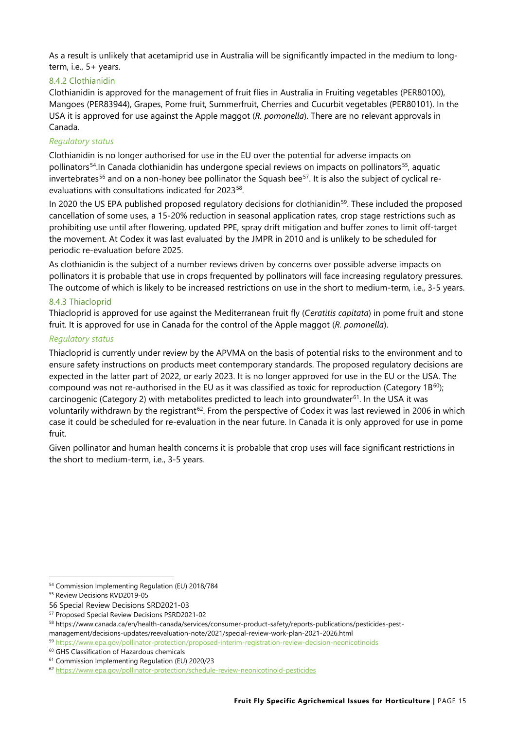As a result is unlikely that acetamiprid use in Australia will be significantly impacted in the medium to long-term, i.e., 5+ years.

### 8.4.2 Clothianidin

Clothianidin is approved for the management of fruit flies in Australia in Fruiting vegetables (PER80100), Mangoes (PER83944), Grapes, Pome fruit, Summerfruit, Cherries and Cucurbit vegetables (PER80101). In the USA it is approved for use against the Apple maggot (*R. pomonella*). There are no relevant approvals in Canada.

*Regulatory status*

Clothianidin is no longer authorised for use in the EU over the potential for adverse impacts on pollinators[54].In Canada clothianidin has undergone special reviews on impacts on pollinators[55], aquatic invertebrates[56] and on a non-honey bee pollinator the Squash bee[57]. It is also the subject of cyclical re-evaluations with consultations indicated for 2023[58].

In 2020 the US EPA published proposed regulatory decisions for clothianidin[59]. These included the proposed cancellation of some uses, a 15-20% reduction in seasonal application rates, crop stage restrictions such as prohibiting use until after flowering, updated PPE, spray drift mitigation and buffer zones to limit off-target the movement. At Codex it was last evaluated by the JMPR in 2010 and is unlikely to be scheduled for periodic re-evaluation before 2025.

As clothianidin is the subject of a number reviews driven by concerns over possible adverse impacts on pollinators it is probable that use in crops frequented by pollinators will face increasing regulatory pressures. The outcome of which is likely to be increased restrictions on use in the short to medium-term, i.e., 3-5 years.

### 8.4.3 Thiacloprid

Thiacloprid is approved for use against the Mediterranean fruit fly (*Ceratitis capitata*) in pome fruit and stone fruit. It is approved for use in Canada for the control of the Apple maggot (*R. pomonella*).

*Regulatory status*

Thiacloprid is currently under review by the APVMA on the basis of potential risks to the environment and to ensure safety instructions on products meet contemporary standards. The proposed regulatory decisions are expected in the latter part of 2022, or early 2023. It is no longer approved for use in the EU or the USA. The compound was not re-authorised in the EU as it was classified as toxic for reproduction (Category 1B[60]); carcinogenic (Category 2) with metabolites predicted to leach into groundwater[61]. In the USA it was voluntarily withdrawn by the registrant[62]. From the perspective of Codex it was last reviewed in 2006 in which case it could be scheduled for re-evaluation in the near future. In Canada it is only approved for use in pome fruit.

Given pollinator and human health concerns it is probable that crop uses will face significant restrictions in the short to medium-term, i.e., 3-5 years.

---

[54] Commission Implementing Regulation (EU) 2018/784

[55] Review Decisions RVD2019-05

[56] Special Review Decisions SRD2021-03

[57] Proposed Special Review Decisions PSRD2021-02

[58] https://www.canada.ca/en/health-canada/services/consumer-product-safety/reports-publications/pesticides-pest-management/decisions-updates/reevaluation-note/2021/special-review-work-plan-2021-2026.html

[59] https://www.epa.gov/pollinator-protection/proposed-interim-registration-review-decision-neonicotinoids

[60] GHS Classification of Hazardous chemicals

[61] Commission Implementing Regulation (EU) 2020/23

[62] https://www.epa.gov/pollinator-protection/schedule-review-neonicotinoid-pesticides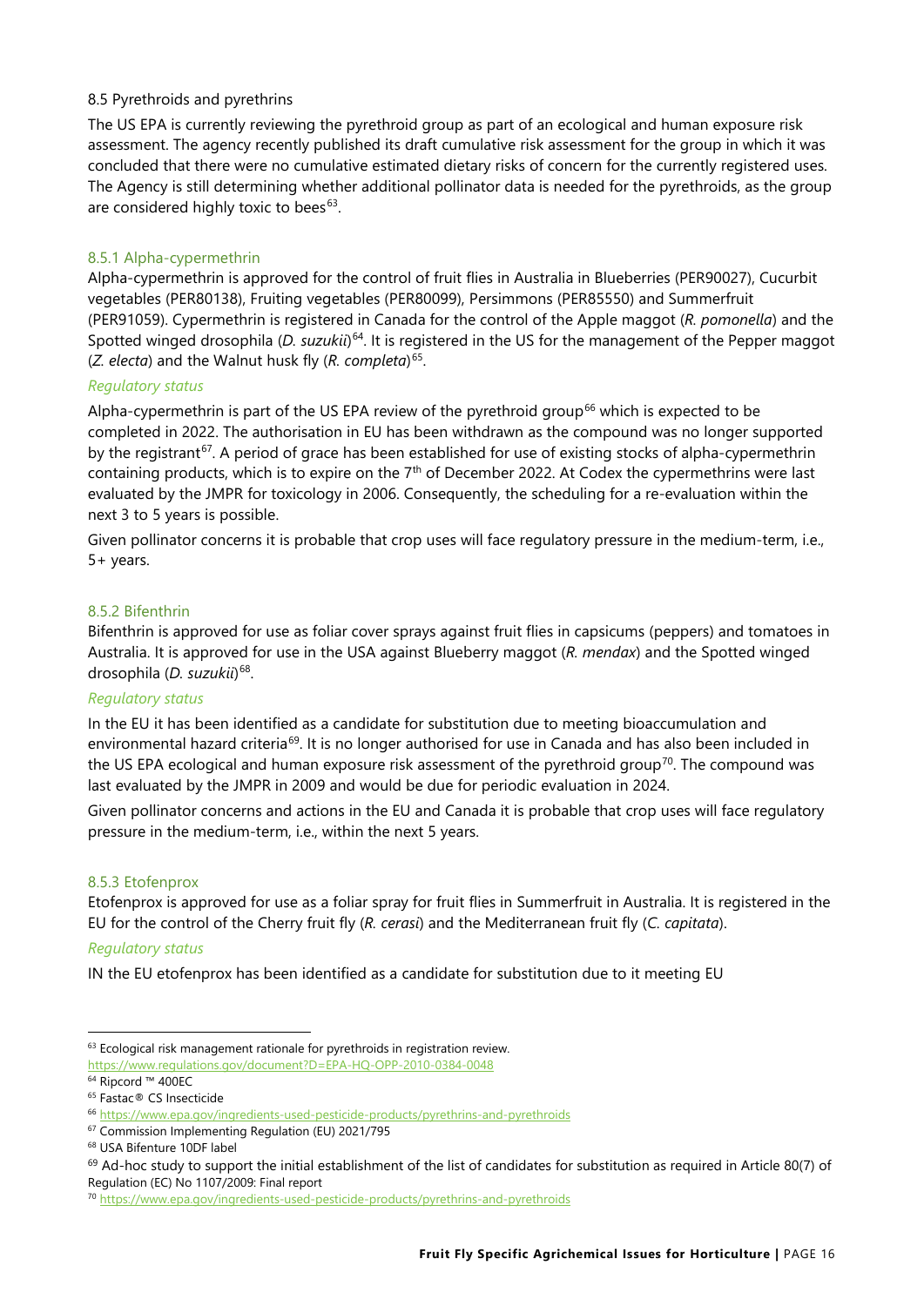### 8.5 Pyrethroids and pyrethrins

The US EPA is currently reviewing the pyrethroid group as part of an ecological and human exposure risk assessment. The agency recently published its draft cumulative risk assessment for the group in which it was concluded that there were no cumulative estimated dietary risks of concern for the currently registered uses. The Agency is still determining whether additional pollinator data is needed for the pyrethroids, as the group are considered highly toxic to bees[63].

#### 8.5.1 Alpha-cypermethrin

Alpha-cypermethrin is approved for the control of fruit flies in Australia in Blueberries (PER90027), Cucurbit vegetables (PER80138), Fruiting vegetables (PER80099), Persimmons (PER85550) and Summerfruit (PER91059). Cypermethrin is registered in Canada for the control of the Apple maggot (*R. pomonella*) and the Spotted winged drosophila (*D. suzukii*)[64]. It is registered in the US for the management of the Pepper maggot (*Z. electa*) and the Walnut husk fly (*R. completa*)[65].

*Regulatory status*

Alpha-cypermethrin is part of the US EPA review of the pyrethroid group[66] which is expected to be completed in 2022. The authorisation in EU has been withdrawn as the compound was no longer supported by the registrant[67]. A period of grace has been established for use of existing stocks of alpha-cypermethrin containing products, which is to expire on the 7th of December 2022. At Codex the cypermethrins were last evaluated by the JMPR for toxicology in 2006. Consequently, the scheduling for a re-evaluation within the next 3 to 5 years is possible.

Given pollinator concerns it is probable that crop uses will face regulatory pressure in the medium-term, i.e., 5+ years.

#### 8.5.2 Bifenthrin

Bifenthrin is approved for use as foliar cover sprays against fruit flies in capsicums (peppers) and tomatoes in Australia. It is approved for use in the USA against Blueberry maggot (*R. mendax*) and the Spotted winged drosophila (*D. suzukii*)[68].

*Regulatory status*

In the EU it has been identified as a candidate for substitution due to meeting bioaccumulation and environmental hazard criteria[69]. It is no longer authorised for use in Canada and has also been included in the US EPA ecological and human exposure risk assessment of the pyrethroid group[70]. The compound was last evaluated by the JMPR in 2009 and would be due for periodic evaluation in 2024.

Given pollinator concerns and actions in the EU and Canada it is probable that crop uses will face regulatory pressure in the medium-term, i.e., within the next 5 years.

#### 8.5.3 Etofenprox

Etofenprox is approved for use as a foliar spray for fruit flies in Summerfruit in Australia. It is registered in the EU for the control of the Cherry fruit fly (*R. cerasi*) and the Mediterranean fruit fly (*C. capitata*).

*Regulatory status*

IN the EU etofenprox has been identified as a candidate for substitution due to it meeting EU

---

[63] Ecological risk management rationale for pyrethroids in registration review. https://www.regulations.gov/document?D=EPA-HQ-OPP-2010-0384-0048

[64] Ripcord ™ 400EC

[65] Fastac® CS Insecticide

[66] https://www.epa.gov/ingredients-used-pesticide-products/pyrethrins-and-pyrethroids

[67] Commission Implementing Regulation (EU) 2021/795

[68] USA Bifenture 10DF label

[69] Ad-hoc study to support the initial establishment of the list of candidates for substitution as required in Article 80(7) of Regulation (EC) No 1107/2009: Final report

[70] https://www.epa.gov/ingredients-used-pesticide-products/pyrethrins-and-pyrethroids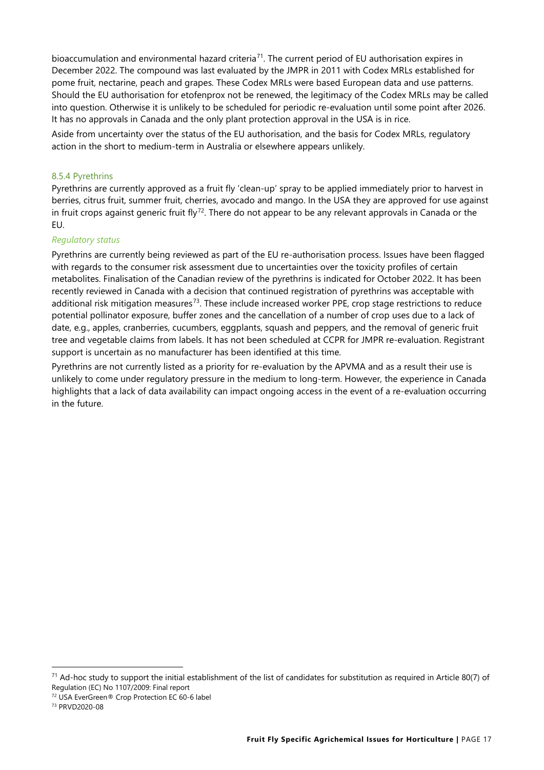bioaccumulation and environmental hazard criteria[71]. The current period of EU authorisation expires in December 2022. The compound was last evaluated by the JMPR in 2011 with Codex MRLs established for pome fruit, nectarine, peach and grapes. These Codex MRLs were based European data and use patterns. Should the EU authorisation for etofenprox not be renewed, the legitimacy of the Codex MRLs may be called into question. Otherwise it is unlikely to be scheduled for periodic re-evaluation until some point after 2026. It has no approvals in Canada and the only plant protection approval in the USA is in rice.

Aside from uncertainty over the status of the EU authorisation, and the basis for Codex MRLs, regulatory action in the short to medium-term in Australia or elsewhere appears unlikely.

### 8.5.4 Pyrethrins

Pyrethrins are currently approved as a fruit fly 'clean-up' spray to be applied immediately prior to harvest in berries, citrus fruit, summer fruit, cherries, avocado and mango. In the USA they are approved for use against in fruit crops against generic fruit fly[72]. There do not appear to be any relevant approvals in Canada or the EU.

*Regulatory status*

Pyrethrins are currently being reviewed as part of the EU re-authorisation process. Issues have been flagged with regards to the consumer risk assessment due to uncertainties over the toxicity profiles of certain metabolites. Finalisation of the Canadian review of the pyrethrins is indicated for October 2022. It has been recently reviewed in Canada with a decision that continued registration of pyrethrins was acceptable with additional risk mitigation measures[73]. These include increased worker PPE, crop stage restrictions to reduce potential pollinator exposure, buffer zones and the cancellation of a number of crop uses due to a lack of date, e.g., apples, cranberries, cucumbers, eggplants, squash and peppers, and the removal of generic fruit tree and vegetable claims from labels. It has not been scheduled at CCPR for JMPR re-evaluation. Registrant support is uncertain as no manufacturer has been identified at this time.

Pyrethrins are not currently listed as a priority for re-evaluation by the APVMA and as a result their use is unlikely to come under regulatory pressure in the medium to long-term. However, the experience in Canada highlights that a lack of data availability can impact ongoing access in the event of a re-evaluation occurring in the future.

---

[71] Ad-hoc study to support the initial establishment of the list of candidates for substitution as required in Article 80(7) of Regulation (EC) No 1107/2009: Final report

[72] USA EverGreen® Crop Protection EC 60-6 label

[73] PRVD2020-08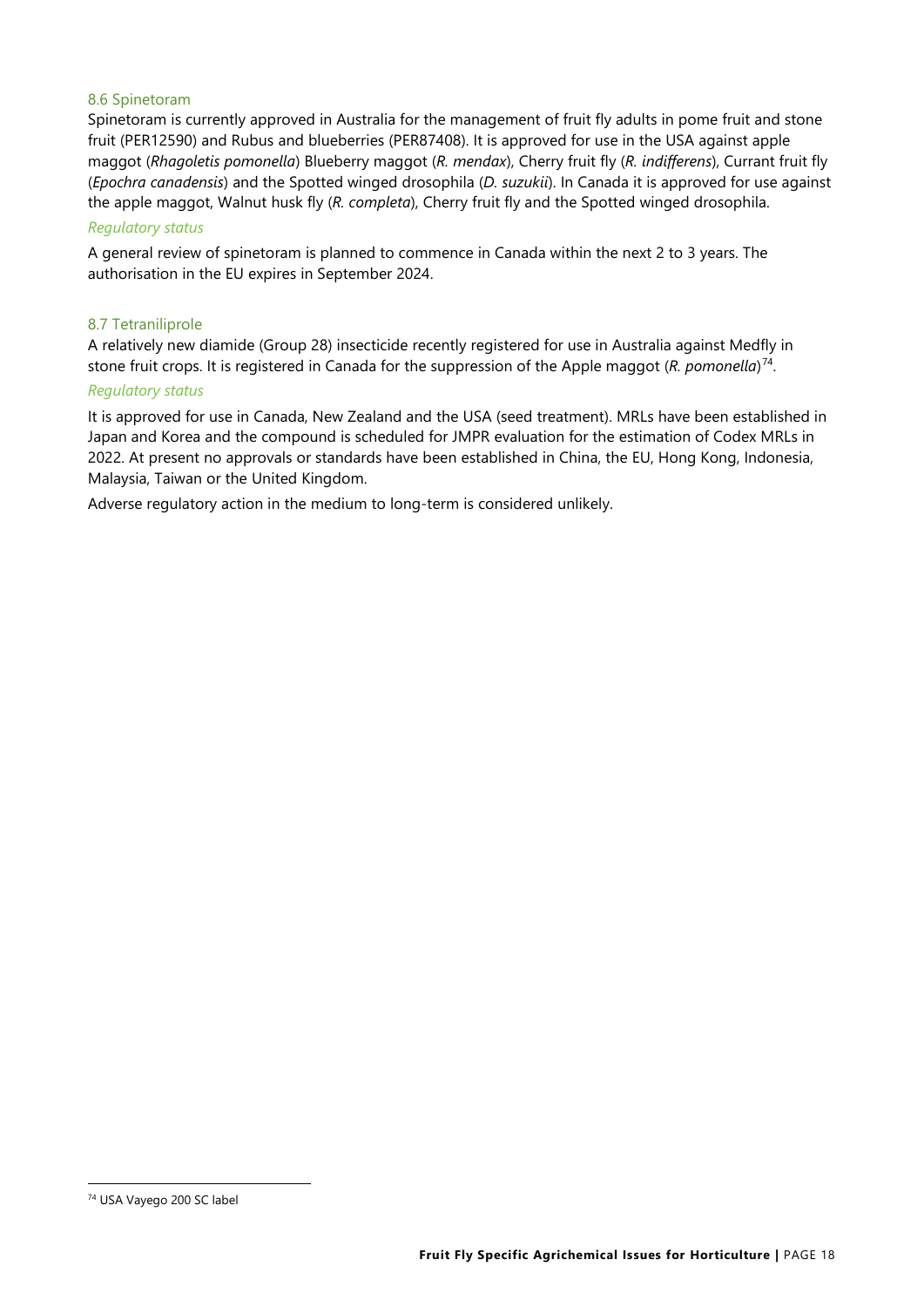### 8.6 Spinetoram

Spinetoram is currently approved in Australia for the management of fruit fly adults in pome fruit and stone fruit (PER12590) and Rubus and blueberries (PER87408). It is approved for use in the USA against apple maggot (*Rhagoletis pomonella*) Blueberry maggot (*R. mendax*), Cherry fruit fly (*R. indifferens*), Currant fruit fly (*Epochra canadensis*) and the Spotted winged drosophila (*D. suzukii*). In Canada it is approved for use against the apple maggot, Walnut husk fly (*R. completa*), Cherry fruit fly and the Spotted winged drosophila.

*Regulatory status*

A general review of spinetoram is planned to commence in Canada within the next 2 to 3 years. The authorisation in the EU expires in September 2024.

### 8.7 Tetraniliprole

A relatively new diamide (Group 28) insecticide recently registered for use in Australia against Medfly in stone fruit crops. It is registered in Canada for the suppression of the Apple maggot (*R. pomonella*)[74].

*Regulatory status*

It is approved for use in Canada, New Zealand and the USA (seed treatment). MRLs have been established in Japan and Korea and the compound is scheduled for JMPR evaluation for the estimation of Codex MRLs in 2022. At present no approvals or standards have been established in China, the EU, Hong Kong, Indonesia, Malaysia, Taiwan or the United Kingdom.

Adverse regulatory action in the medium to long-term is considered unlikely.

---

[74] USA Vayego 200 SC label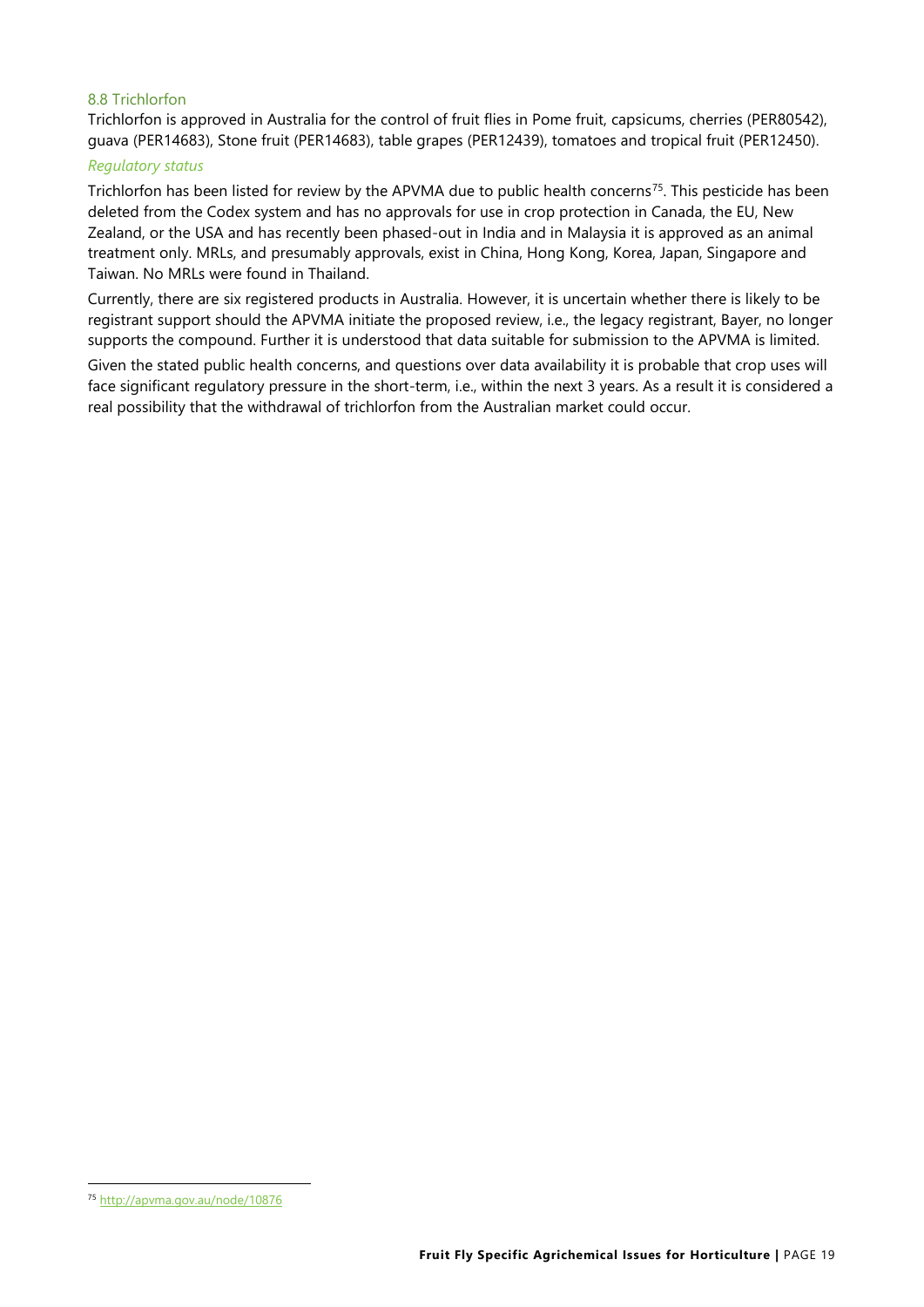### 8.8 Trichlorfon

Trichlorfon is approved in Australia for the control of fruit flies in Pome fruit, capsicums, cherries (PER80542), guava (PER14683), Stone fruit (PER14683), table grapes (PER12439), tomatoes and tropical fruit (PER12450).

#### *Regulatory status*

Trichlorfon has been listed for review by the APVMA due to public health concerns[75]. This pesticide has been deleted from the Codex system and has no approvals for use in crop protection in Canada, the EU, New Zealand, or the USA and has recently been phased-out in India and in Malaysia it is approved as an animal treatment only. MRLs, and presumably approvals, exist in China, Hong Kong, Korea, Japan, Singapore and Taiwan. No MRLs were found in Thailand.

Currently, there are six registered products in Australia. However, it is uncertain whether there is likely to be registrant support should the APVMA initiate the proposed review, i.e., the legacy registrant, Bayer, no longer supports the compound. Further it is understood that data suitable for submission to the APVMA is limited.

Given the stated public health concerns, and questions over data availability it is probable that crop uses will face significant regulatory pressure in the short-term, i.e., within the next 3 years. As a result it is considered a real possibility that the withdrawal of trichlorfon from the Australian market could occur.

[75] http://apvma.gov.au/node/10876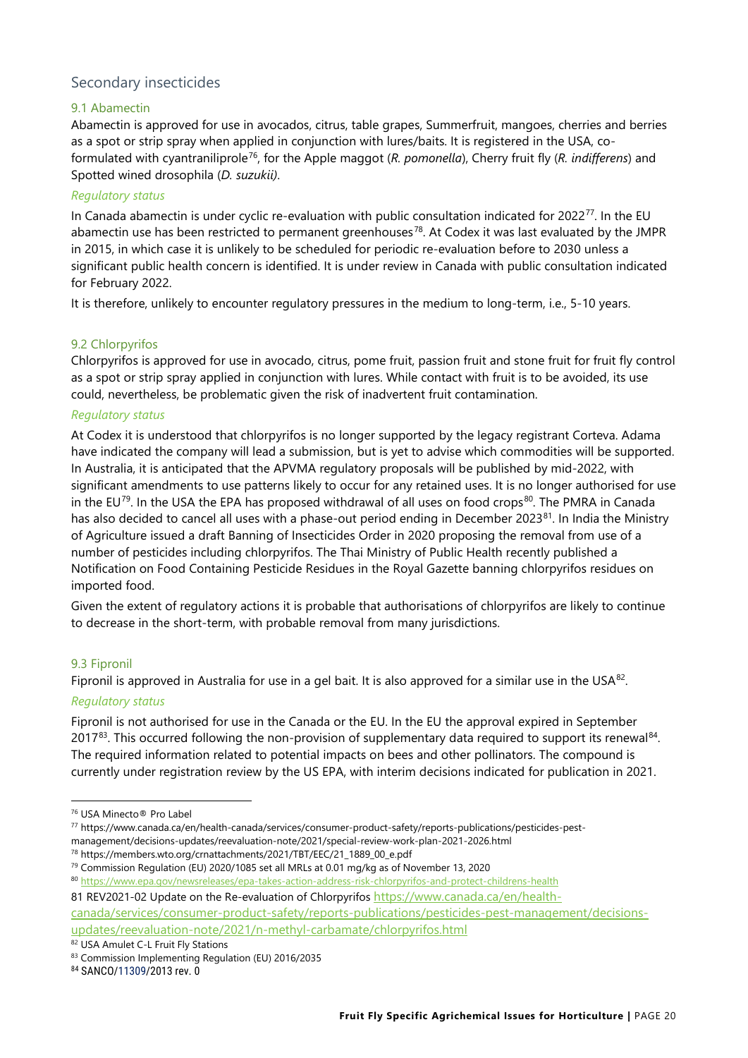## Secondary insecticides

### 9.1 Abamectin

Abamectin is approved for use in avocados, citrus, table grapes, Summerfruit, mangoes, cherries and berries as a spot or strip spray when applied in conjunction with lures/baits. It is registered in the USA, co-formulated with cyantraniliprole[76], for the Apple maggot (*R. pomonella*), Cherry fruit fly (*R. indifferens*) and Spotted wined drosophila (*D. suzukii)*.

#### *Regulatory status*

In Canada abamectin is under cyclic re-evaluation with public consultation indicated for 2022[77]. In the EU abamectin use has been restricted to permanent greenhouses[78]. At Codex it was last evaluated by the JMPR in 2015, in which case it is unlikely to be scheduled for periodic re-evaluation before to 2030 unless a significant public health concern is identified. It is under review in Canada with public consultation indicated for February 2022.

It is therefore, unlikely to encounter regulatory pressures in the medium to long-term, i.e., 5-10 years.

### 9.2 Chlorpyrifos

Chlorpyrifos is approved for use in avocado, citrus, pome fruit, passion fruit and stone fruit for fruit fly control as a spot or strip spray applied in conjunction with lures. While contact with fruit is to be avoided, its use could, nevertheless, be problematic given the risk of inadvertent fruit contamination.

#### *Regulatory status*

At Codex it is understood that chlorpyrifos is no longer supported by the legacy registrant Corteva. Adama have indicated the company will lead a submission, but is yet to advise which commodities will be supported. In Australia, it is anticipated that the APVMA regulatory proposals will be published by mid-2022, with significant amendments to use patterns likely to occur for any retained uses. It is no longer authorised for use in the EU[79]. In the USA the EPA has proposed withdrawal of all uses on food crops[80]. The PMRA in Canada has also decided to cancel all uses with a phase-out period ending in December 2023[81]. In India the Ministry of Agriculture issued a draft Banning of Insecticides Order in 2020 proposing the removal from use of a number of pesticides including chlorpyrifos. The Thai Ministry of Public Health recently published a Notification on Food Containing Pesticide Residues in the Royal Gazette banning chlorpyrifos residues on imported food.

Given the extent of regulatory actions it is probable that authorisations of chlorpyrifos are likely to continue to decrease in the short-term, with probable removal from many jurisdictions.

### 9.3 Fipronil

Fipronil is approved in Australia for use in a gel bait. It is also approved for a similar use in the USA[82].

#### *Regulatory status*

Fipronil is not authorised for use in the Canada or the EU. In the EU the approval expired in September 2017[83]. This occurred following the non-provision of supplementary data required to support its renewal[84]. The required information related to potential impacts on bees and other pollinators. The compound is currently under registration review by the US EPA, with interim decisions indicated for publication in 2021.

---

[76] USA Minecto® Pro Label

[77] https://www.canada.ca/en/health-canada/services/consumer-product-safety/reports-publications/pesticides-pest-management/decisions-updates/reevaluation-note/2021/special-review-work-plan-2021-2026.html

[78] https://members.wto.org/crnattachments/2021/TBT/EEC/21_1889_00_e.pdf

[79] Commission Regulation (EU) 2020/1085 set all MRLs at 0.01 mg/kg as of November 13, 2020

[80] https://www.epa.gov/newsreleases/epa-takes-action-address-risk-chlorpyrifos-and-protect-childrens-health

[81] REV2021-02 Update on the Re-evaluation of Chlorpyrifos https://www.canada.ca/en/health-canada/services/consumer-product-safety/reports-publications/pesticides-pest-management/decisions-updates/reevaluation-note/2021/n-methyl-carbamate/chlorpyrifos.html

[82] USA Amulet C-L Fruit Fly Stations

[83] Commission Implementing Regulation (EU) 2016/2035

[84] SANCO/11309/2013 rev. 0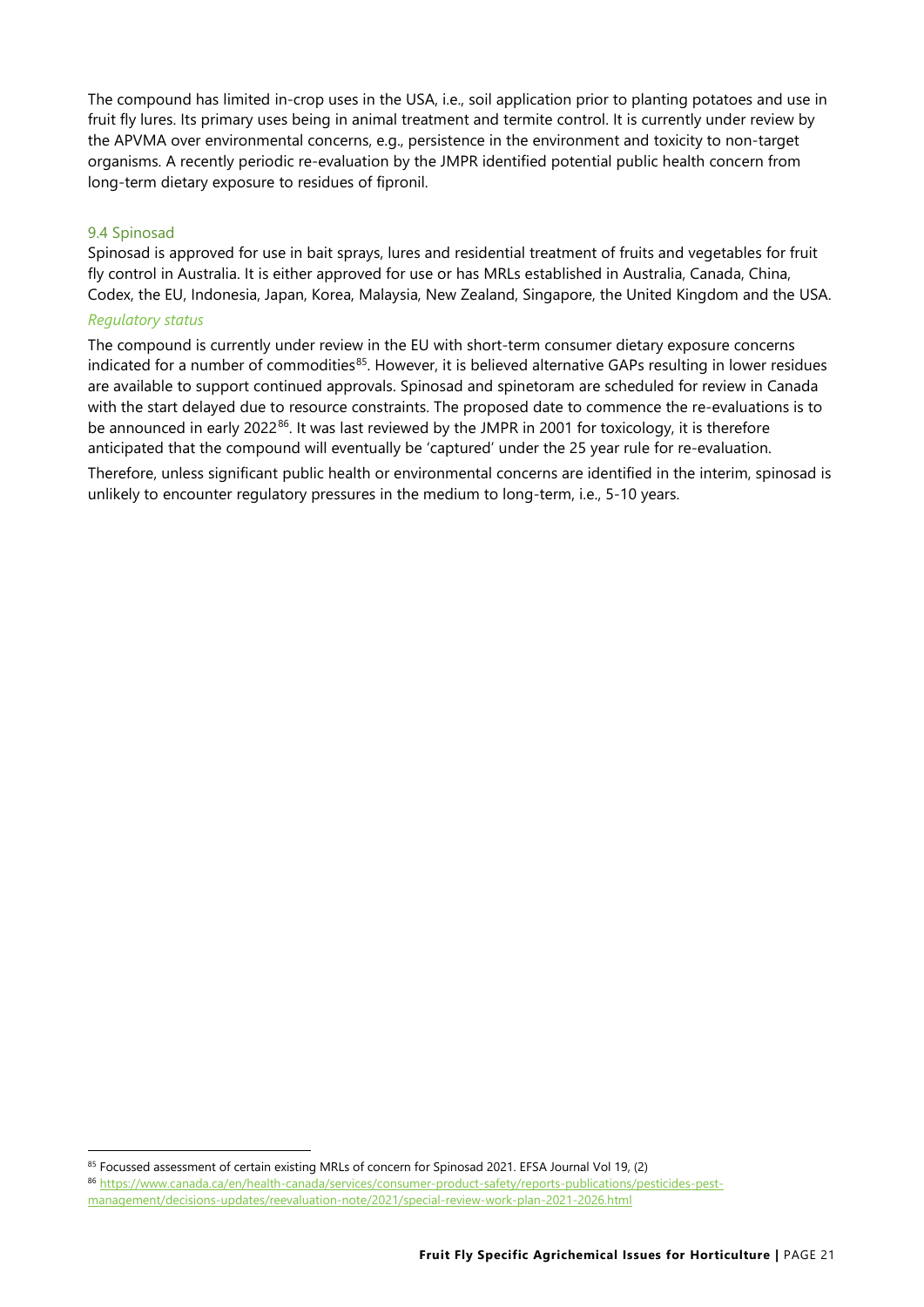The compound has limited in-crop uses in the USA, i.e., soil application prior to planting potatoes and use in fruit fly lures. Its primary uses being in animal treatment and termite control. It is currently under review by the APVMA over environmental concerns, e.g., persistence in the environment and toxicity to non-target organisms. A recently periodic re-evaluation by the JMPR identified potential public health concern from long-term dietary exposure to residues of fipronil.

### 9.4 Spinosad

Spinosad is approved for use in bait sprays, lures and residential treatment of fruits and vegetables for fruit fly control in Australia. It is either approved for use or has MRLs established in Australia, Canada, China, Codex, the EU, Indonesia, Japan, Korea, Malaysia, New Zealand, Singapore, the United Kingdom and the USA.

#### *Regulatory status*

The compound is currently under review in the EU with short-term consumer dietary exposure concerns indicated for a number of commodities[85]. However, it is believed alternative GAPs resulting in lower residues are available to support continued approvals. Spinosad and spinetoram are scheduled for review in Canada with the start delayed due to resource constraints. The proposed date to commence the re-evaluations is to be announced in early 2022[86]. It was last reviewed by the JMPR in 2001 for toxicology, it is therefore anticipated that the compound will eventually be 'captured' under the 25 year rule for re-evaluation.

Therefore, unless significant public health or environmental concerns are identified in the interim, spinosad is unlikely to encounter regulatory pressures in the medium to long-term, i.e., 5-10 years.

---

[85] Focussed assessment of certain existing MRLs of concern for Spinosad 2021. EFSA Journal Vol 19, (2)

[86] https://www.canada.ca/en/health-canada/services/consumer-product-safety/reports-publications/pesticides-pest-management/decisions-updates/reevaluation-note/2021/special-review-work-plan-2021-2026.html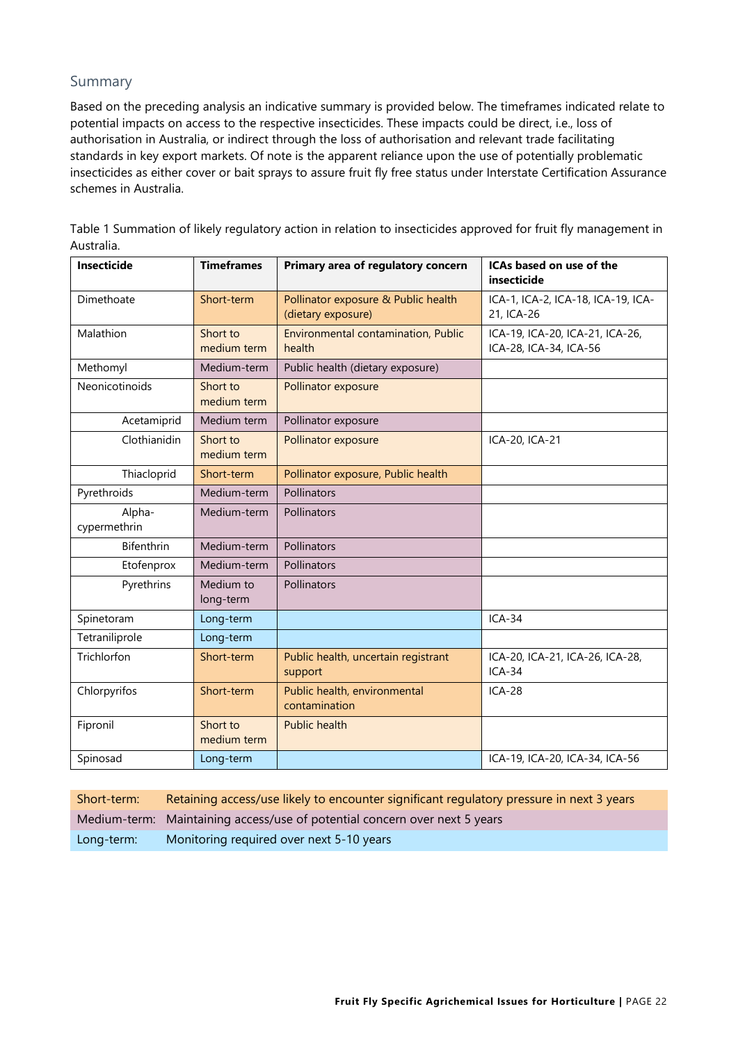## Summary

Based on the preceding analysis an indicative summary is provided below. The timeframes indicated relate to potential impacts on access to the respective insecticides. These impacts could be direct, i.e., loss of authorisation in Australia, or indirect through the loss of authorisation and relevant trade facilitating standards in key export markets. Of note is the apparent reliance upon the use of potentially problematic insecticides as either cover or bait sprays to assure fruit fly free status under Interstate Certification Assurance schemes in Australia.

Table 1 Summation of likely regulatory action in relation to insecticides approved for fruit fly management in Australia.

| Insecticide | Timeframes | Primary area of regulatory concern | ICAs based on use of the insecticide |
|---|---|---|---|
| Dimethoate | Short-term | Pollinator exposure & Public health (dietary exposure) | ICA-1, ICA-2, ICA-18, ICA-19, ICA-21, ICA-26 |
| Malathion | Short to medium term | Environmental contamination, Public health | ICA-19, ICA-20, ICA-21, ICA-26, ICA-28, ICA-34, ICA-56 |
| Methomyl | Medium-term | Public health (dietary exposure) | |
| Neonicotinoids | Short to medium term | Pollinator exposure | |
| Acetamiprid | Medium term | Pollinator exposure | |
| Clothianidin | Short to medium term | Pollinator exposure | ICA-20, ICA-21 |
| Thiacloprid | Short-term | Pollinator exposure, Public health | |
| Pyrethroids | Medium-term | Pollinators | |
| Alpha-cypermethrin | Medium-term | Pollinators | |
| Bifenthrin | Medium-term | Pollinators | |
| Etofenprox | Medium-term | Pollinators | |
| Pyrethrins | Medium to long-term | Pollinators | |
| Spinetoram | Long-term | | ICA-34 |
| Tetraniliprole | Long-term | | |
| Trichlorfon | Short-term | Public health, uncertain registrant support | ICA-20, ICA-21, ICA-26, ICA-28, ICA-34 |
| Chlorpyrifos | Short-term | Public health, environmental contamination | ICA-28 |
| Fipronil | Short to medium term | Public health | |
| Spinosad | Long-term | | ICA-19, ICA-20, ICA-34, ICA-56 |

| | |
|---|---|
| Short-term: | Retaining access/use likely to encounter significant regulatory pressure in next 3 years |
| Medium-term: | Maintaining access/use of potential concern over next 5 years |
| Long-term: | Monitoring required over next 5-10 years |